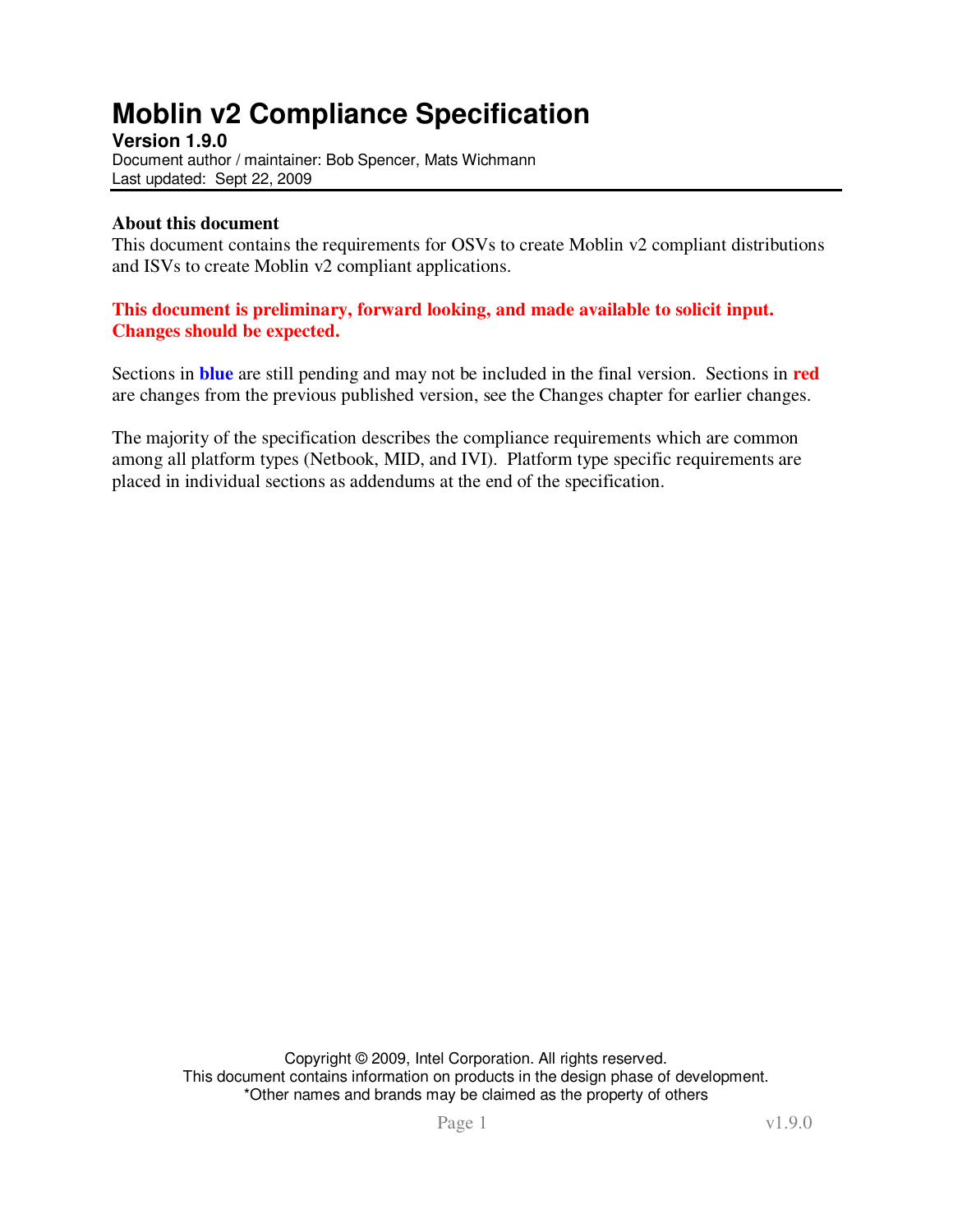# Moblin v2 Compliance Specification

**Version 1.9.0**

Document author / maintainer: Bob Spencer, Mats Wichmann

Last updated: Sept 22, 2009

**About this document**

This document contains the requirements for OSVs to create Moblin v2 compliant distributions and ISVs to create Moblin v2 compliant applications.

**This document is preliminary, forward looking, and made available to solicit input. Changes should be expected.**

Sections in **blue** are still pending and may not be included in the final version. Sections in **red** are changes from the previous published version, see the Changes chapter for earlier changes.

The majority of the specification describes the compliance requirements which are common among all platform types (Netbook, MID, and IVI). Platform type specific requirements are placed in individual sections as addendums at the end of the specification.

Copyright © 2009, Intel Corporation. All rights reserved.
This document contains information on products in the design phase of development.
*Other names and brands may be claimed as the property of others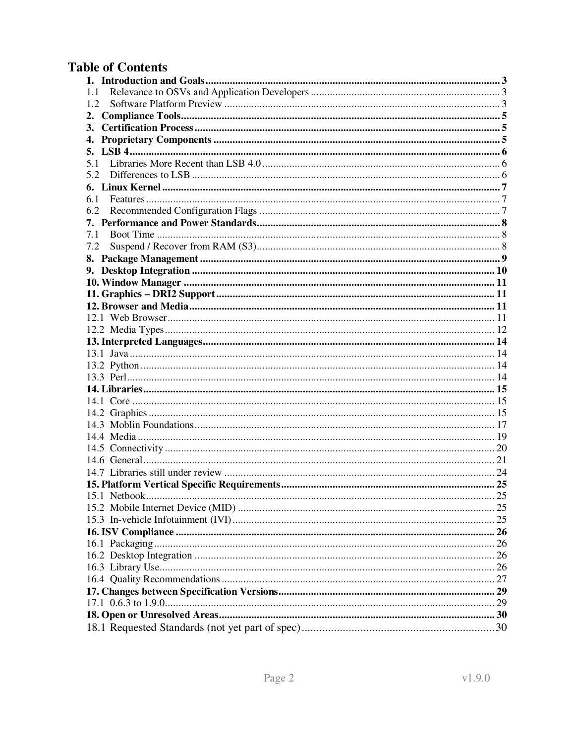# Table of Contents

**1. Introduction and Goals** ..... 3
- 1.1 Relevance to OSVs and Application Developers ..... 3
- 1.2 Software Platform Preview ..... 3

**2. Compliance Tools** ..... 5

**3. Certification Process** ..... 5

**4. Proprietary Components** ..... 5

**5. LSB 4** ..... 6
- 5.1 Libraries More Recent than LSB 4.0 ..... 6
- 5.2 Differences to LSB ..... 6

**6. Linux Kernel** ..... 7
- 6.1 Features ..... 7
- 6.2 Recommended Configuration Flags ..... 7

**7. Performance and Power Standards** ..... 8
- 7.1 Boot Time ..... 8
- 7.2 Suspend / Recover from RAM (S3) ..... 8

**8. Package Management** ..... 9

**9. Desktop Integration** ..... 10

**10. Window Manager** ..... 11

**11. Graphics – DRI2 Support** ..... 11

**12. Browser and Media** ..... 11
- 12.1 Web Browser ..... 11
- 12.2 Media Types ..... 12

**13. Interpreted Languages** ..... 14
- 13.1 Java ..... 14
- 13.2 Python ..... 14
- 13.3 Perl ..... 14

**14. Libraries** ..... 15
- 14.1 Core ..... 15
- 14.2 Graphics ..... 15
- 14.3 Moblin Foundations ..... 17
- 14.4 Media ..... 19
- 14.5 Connectivity ..... 20
- 14.6 General ..... 21
- 14.7 Libraries still under review ..... 24

**15. Platform Vertical Specific Requirements** ..... 25
- 15.1 Netbook ..... 25
- 15.2 Mobile Internet Device (MID) ..... 25
- 15.3 In-vehicle Infotainment (IVI) ..... 25

**16. ISV Compliance** ..... 26
- 16.1 Packaging ..... 26
- 16.2 Desktop Integration ..... 26
- 16.3 Library Use ..... 26
- 16.4 Quality Recommendations ..... 27

**17. Changes between Specification Versions** ..... 29
- 17.1 0.6.3 to 1.9.0 ..... 29

**18. Open or Unresolved Areas** ..... 30
- 18.1 Requested Standards (not yet part of spec) ..... 30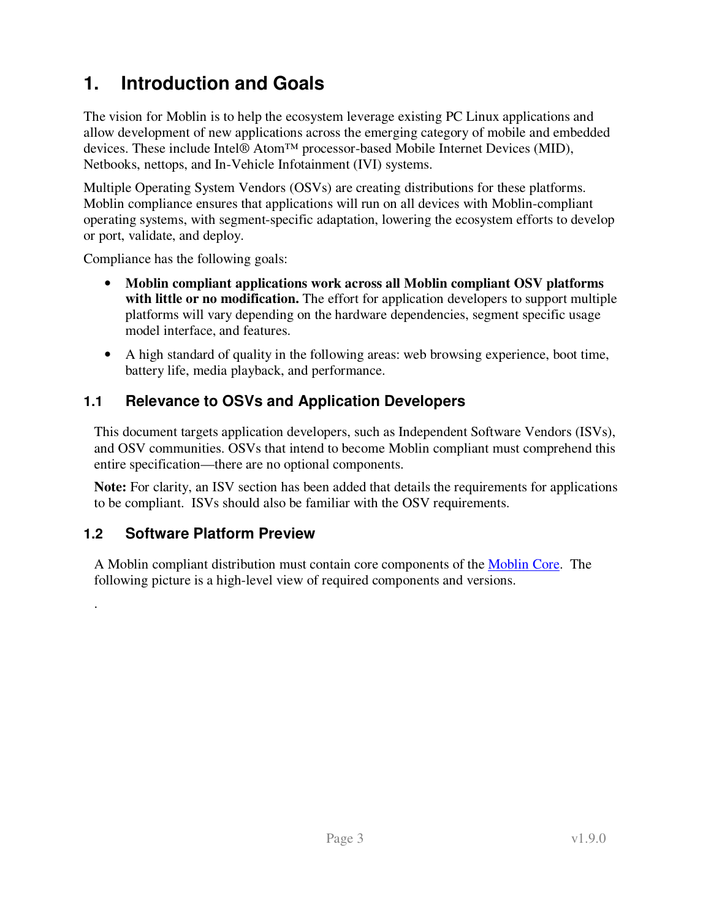# 1. Introduction and Goals

The vision for Moblin is to help the ecosystem leverage existing PC Linux applications and allow development of new applications across the emerging category of mobile and embedded devices. These include Intel® Atom™ processor-based Mobile Internet Devices (MID), Netbooks, nettops, and In-Vehicle Infotainment (IVI) systems.

Multiple Operating System Vendors (OSVs) are creating distributions for these platforms. Moblin compliance ensures that applications will run on all devices with Moblin-compliant operating systems, with segment-specific adaptation, lowering the ecosystem efforts to develop or port, validate, and deploy.

Compliance has the following goals:

- **Moblin compliant applications work across all Moblin compliant OSV platforms with little or no modification.** The effort for application developers to support multiple platforms will vary depending on the hardware dependencies, segment specific usage model interface, and features.
- A high standard of quality in the following areas: web browsing experience, boot time, battery life, media playback, and performance.

## 1.1 Relevance to OSVs and Application Developers

This document targets application developers, such as Independent Software Vendors (ISVs), and OSV communities. OSVs that intend to become Moblin compliant must comprehend this entire specification—there are no optional components.

**Note:** For clarity, an ISV section has been added that details the requirements for applications to be compliant. ISVs should also be familiar with the OSV requirements.

## 1.2 Software Platform Preview

A Moblin compliant distribution must contain core components of the Moblin Core. The following picture is a high-level view of required components and versions.

.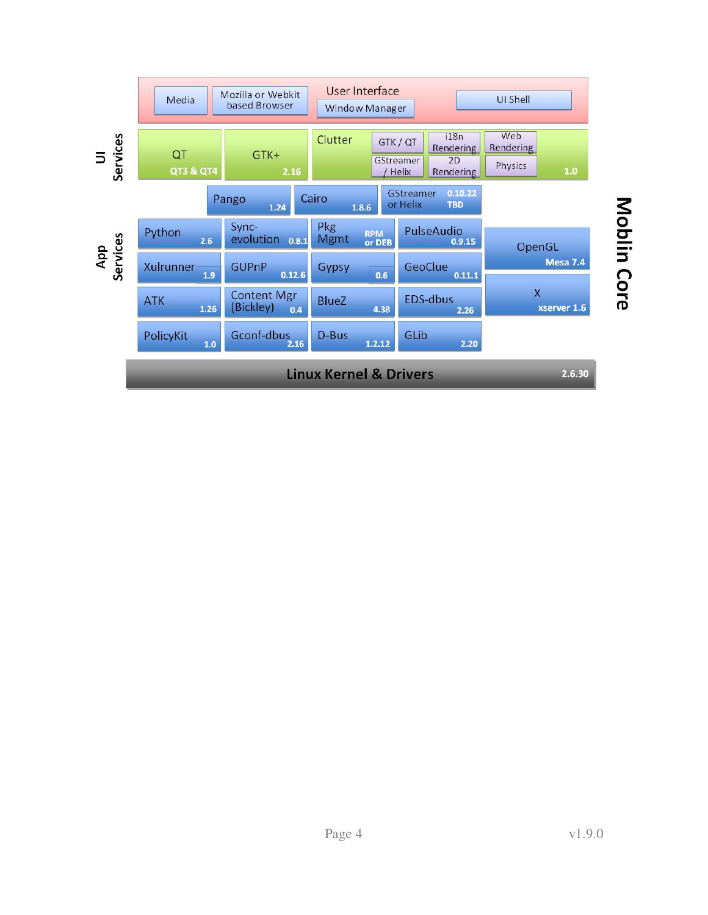**Moblin Core**

**User Interface**

- Media
- Mozilla or Webkit based Browser
- Window Manager
- UI Shell

**UI Services**

| Component | Version |
| --- | --- |
| QT | QT3 & QT4 |
| GTK+ | 2.16 |
| Clutter (GTK / QT, i18n Rendering, Web Rendering, GStreamer / Helix, 2D Rendering, Physics) | 1.0 |
| Pango | 1.24 |
| Cairo | 1.8.6 |
| GStreamer or Helix | 0.10.22 / TBD |

**App Services**

| Component | Version |
| --- | --- |
| Python | 2.6 |
| Sync-evolution | 0.8.1 |
| Pkg Mgmt | RPM or DEB |
| PulseAudio | 0.9.15 |
| OpenGL | Mesa 7.4 |
| Xulrunner | 1.9 |
| GUPnP | 0.12.6 |
| Gypsy | 0.6 |
| GeoClue | 0.11.1 |
| X | xserver 1.6 |
| ATK | 1.26 |
| Content Mgr (Bickley) | 0.4 |
| BlueZ | 4.38 |
| EDS-dbus | 2.26 |
| PolicyKit | 1.0 |
| Gconf-dbus | 2.16 |
| D-Bus | 1.2.12 |
| GLib | 2.20 |

**Linux Kernel & Drivers** 2.6.30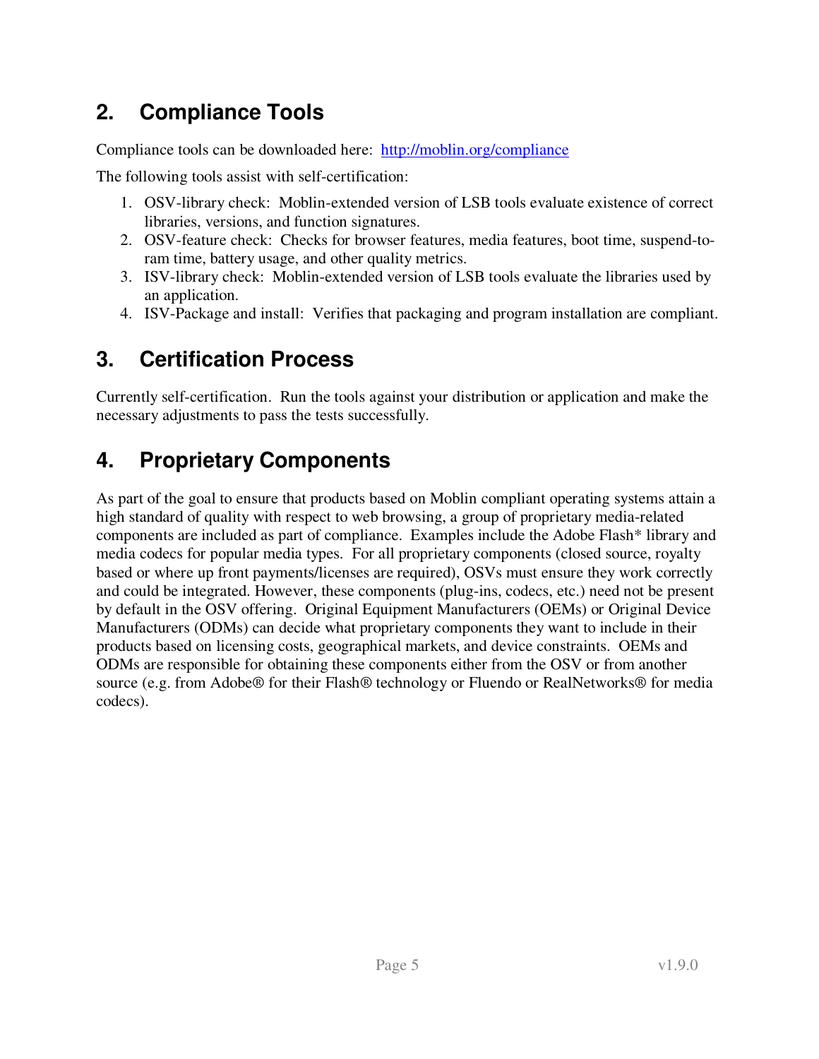## 2. Compliance Tools

Compliance tools can be downloaded here: http://moblin.org/compliance

The following tools assist with self-certification:

1. OSV-library check: Moblin-extended version of LSB tools evaluate existence of correct libraries, versions, and function signatures.
2. OSV-feature check: Checks for browser features, media features, boot time, suspend-to-ram time, battery usage, and other quality metrics.
3. ISV-library check: Moblin-extended version of LSB tools evaluate the libraries used by an application.
4. ISV-Package and install: Verifies that packaging and program installation are compliant.

## 3. Certification Process

Currently self-certification. Run the tools against your distribution or application and make the necessary adjustments to pass the tests successfully.

## 4. Proprietary Components

As part of the goal to ensure that products based on Moblin compliant operating systems attain a high standard of quality with respect to web browsing, a group of proprietary media-related components are included as part of compliance. Examples include the Adobe Flash* library and media codecs for popular media types. For all proprietary components (closed source, royalty based or where up front payments/licenses are required), OSVs must ensure they work correctly and could be integrated. However, these components (plug-ins, codecs, etc.) need not be present by default in the OSV offering. Original Equipment Manufacturers (OEMs) or Original Device Manufacturers (ODMs) can decide what proprietary components they want to include in their products based on licensing costs, geographical markets, and device constraints. OEMs and ODMs are responsible for obtaining these components either from the OSV or from another source (e.g. from Adobe® for their Flash® technology or Fluendo or RealNetworks® for media codecs).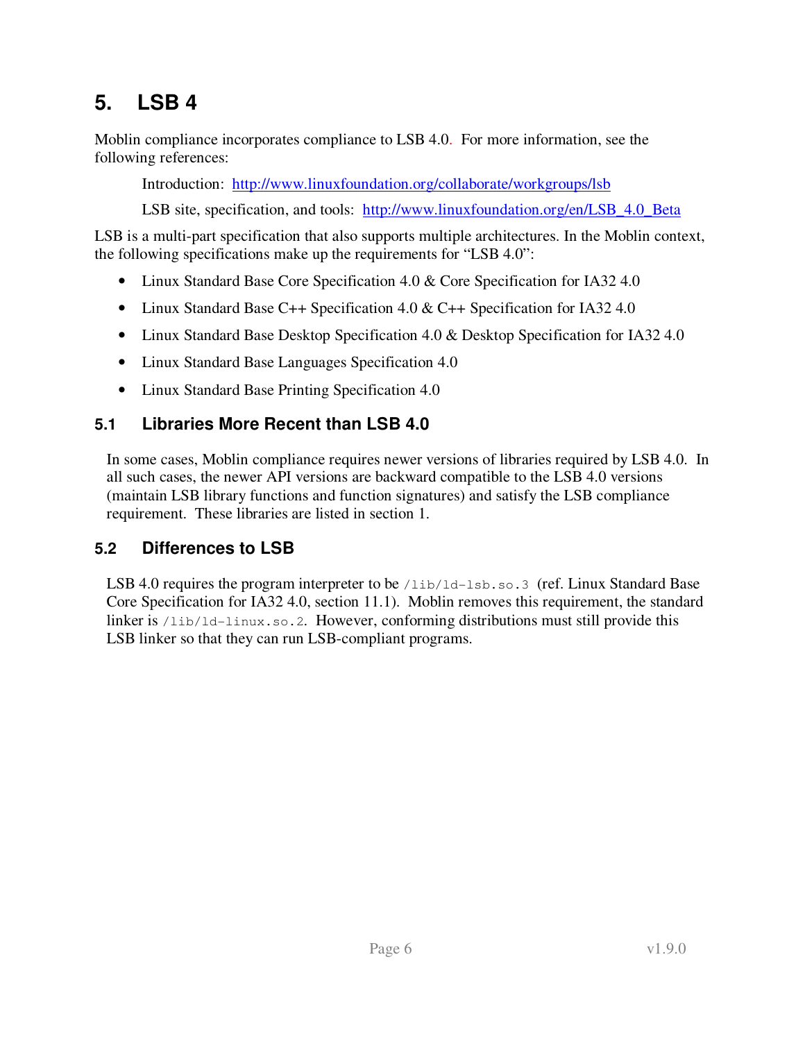# 5. LSB 4

Moblin compliance incorporates compliance to LSB 4.0. For more information, see the following references:

Introduction: [http://www.linuxfoundation.org/collaborate/workgroups/lsb](http://www.linuxfoundation.org/collaborate/workgroups/lsb)

LSB site, specification, and tools: [http://www.linuxfoundation.org/en/LSB_4.0_Beta](http://www.linuxfoundation.org/en/LSB_4.0_Beta)

LSB is a multi-part specification that also supports multiple architectures. In the Moblin context, the following specifications make up the requirements for "LSB 4.0":

- Linux Standard Base Core Specification 4.0 & Core Specification for IA32 4.0
- Linux Standard Base C++ Specification 4.0 & C++ Specification for IA32 4.0
- Linux Standard Base Desktop Specification 4.0 & Desktop Specification for IA32 4.0
- Linux Standard Base Languages Specification 4.0
- Linux Standard Base Printing Specification 4.0

## 5.1 Libraries More Recent than LSB 4.0

In some cases, Moblin compliance requires newer versions of libraries required by LSB 4.0. In all such cases, the newer API versions are backward compatible to the LSB 4.0 versions (maintain LSB library functions and function signatures) and satisfy the LSB compliance requirement. These libraries are listed in section 1.

## 5.2 Differences to LSB

LSB 4.0 requires the program interpreter to be `/lib/ld-lsb.so.3` (ref. Linux Standard Base Core Specification for IA32 4.0, section 11.1). Moblin removes this requirement, the standard linker is `/lib/ld-linux.so.2`. However, conforming distributions must still provide this LSB linker so that they can run LSB-compliant programs.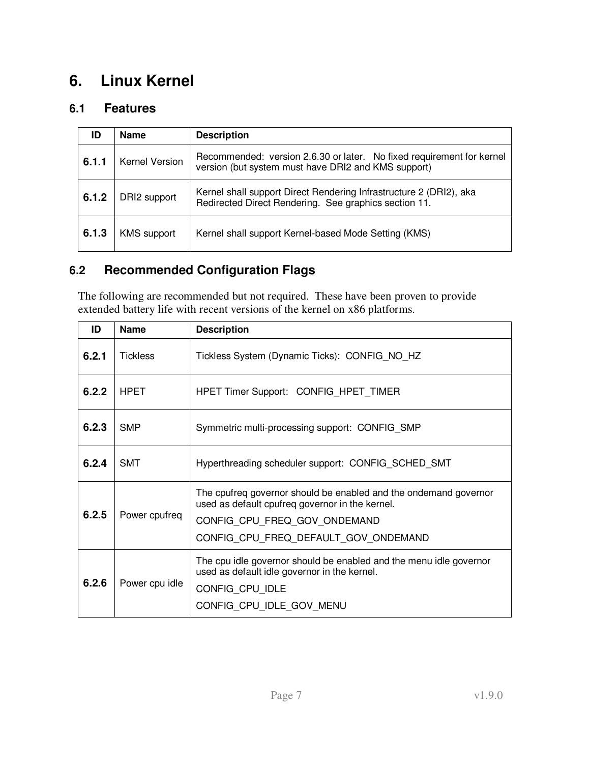# 6. Linux Kernel

## 6.1 Features

| ID | Name | Description |
|---|---|---|
| **6.1.1** | Kernel Version | Recommended: version 2.6.30 or later. No fixed requirement for kernel version (but system must have DRI2 and KMS support) |
| **6.1.2** | DRI2 support | Kernel shall support Direct Rendering Infrastructure 2 (DRI2), aka Redirected Direct Rendering. See graphics section 11. |
| **6.1.3** | KMS support | Kernel shall support Kernel-based Mode Setting (KMS) |

## 6.2 Recommended Configuration Flags

The following are recommended but not required. These have been proven to provide extended battery life with recent versions of the kernel on x86 platforms.

| ID | Name | Description |
|---|---|---|
| **6.2.1** | Tickless | Tickless System (Dynamic Ticks): CONFIG_NO_HZ |
| **6.2.2** | HPET | HPET Timer Support: CONFIG_HPET_TIMER |
| **6.2.3** | SMP | Symmetric multi-processing support: CONFIG_SMP |
| **6.2.4** | SMT | Hyperthreading scheduler support: CONFIG_SCHED_SMT |
| **6.2.5** | Power cpufreq | The cpufreq governor should be enabled and the ondemand governor used as default cpufreq governor in the kernel.<br>CONFIG_CPU_FREQ_GOV_ONDEMAND<br>CONFIG_CPU_FREQ_DEFAULT_GOV_ONDEMAND |
| **6.2.6** | Power cpu idle | The cpu idle governor should be enabled and the menu idle governor used as default idle governor in the kernel.<br>CONFIG_CPU_IDLE<br>CONFIG_CPU_IDLE_GOV_MENU |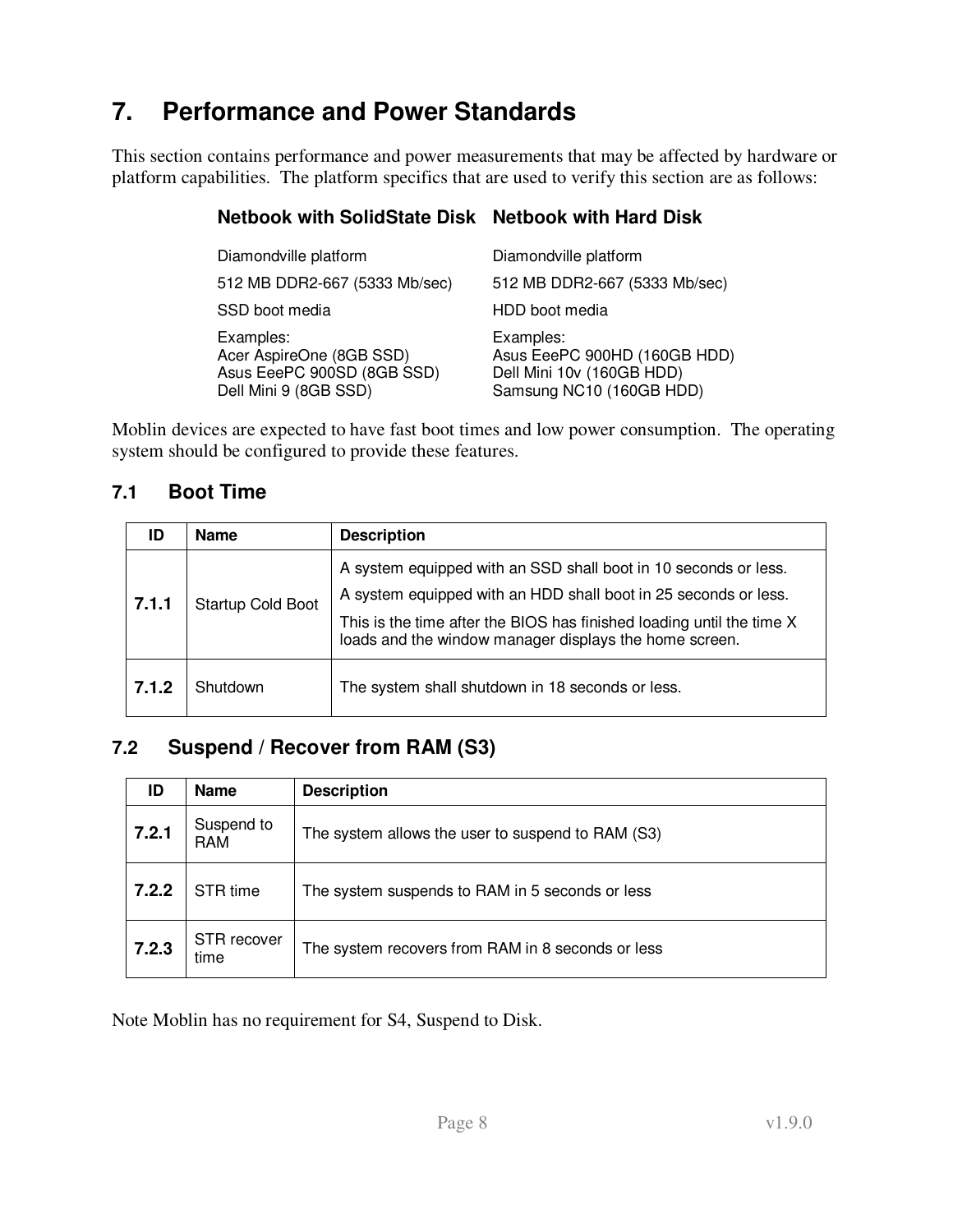# 7. Performance and Power Standards

This section contains performance and power measurements that may be affected by hardware or platform capabilities. The platform specifics that are used to verify this section are as follows:

| Netbook with SolidState Disk | Netbook with Hard Disk |
|---|---|
| Diamondville platform | Diamondville platform |
| 512 MB DDR2-667 (5333 Mb/sec) | 512 MB DDR2-667 (5333 Mb/sec) |
| SSD boot media | HDD boot media |
| Examples:<br>Acer AspireOne (8GB SSD)<br>Asus EeePC 900SD (8GB SSD)<br>Dell Mini 9 (8GB SSD) | Examples:<br>Asus EeePC 900HD (160GB HDD)<br>Dell Mini 10v (160GB HDD)<br>Samsung NC10 (160GB HDD) |

Moblin devices are expected to have fast boot times and low power consumption. The operating system should be configured to provide these features.

## 7.1 Boot Time

| ID | Name | Description |
|---|---|---|
| **7.1.1** | Startup Cold Boot | A system equipped with an SSD shall boot in 10 seconds or less.<br>A system equipped with an HDD shall boot in 25 seconds or less.<br>This is the time after the BIOS has finished loading until the time X loads and the window manager displays the home screen. |
| **7.1.2** | Shutdown | The system shall shutdown in 18 seconds or less. |

## 7.2 Suspend / Recover from RAM (S3)

| ID | Name | Description |
|---|---|---|
| **7.2.1** | Suspend to RAM | The system allows the user to suspend to RAM (S3) |
| **7.2.2** | STR time | The system suspends to RAM in 5 seconds or less |
| **7.2.3** | STR recover time | The system recovers from RAM in 8 seconds or less |

Note Moblin has no requirement for S4, Suspend to Disk.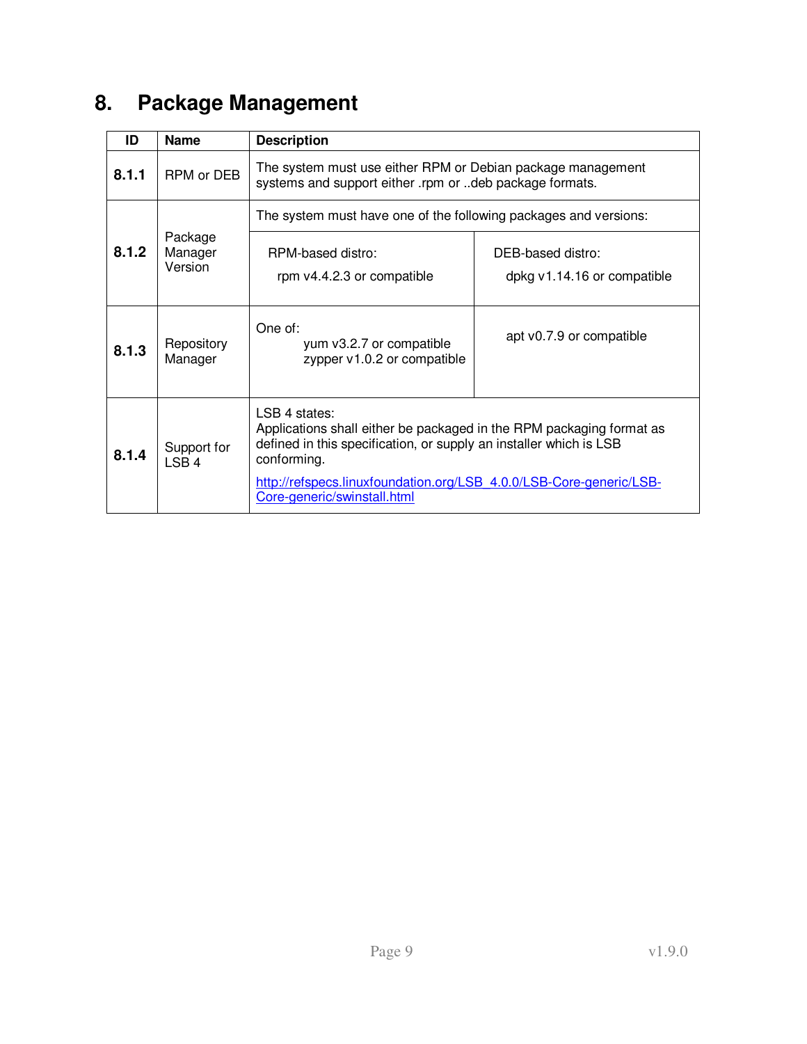# 8. Package Management

| ID | Name | Description | |
|---|---|---|---|
| **8.1.1** | RPM or DEB | The system must use either RPM or Debian package management systems and support either .rpm or ..deb package formats. | |
| **8.1.2** | Package Manager Version | The system must have one of the following packages and versions: | |
| | | RPM-based distro: rpm v4.4.2.3 or compatible | DEB-based distro: dpkg v1.14.16 or compatible |
| **8.1.3** | Repository Manager | One of: yum v3.2.7 or compatible; zypper v1.0.2 or compatible | apt v0.7.9 or compatible |
| **8.1.4** | Support for LSB 4 | LSB 4 states: Applications shall either be packaged in the RPM packaging format as defined in this specification, or supply an installer which is LSB conforming. http://refspecs.linuxfoundation.org/LSB_4.0.0/LSB-Core-generic/LSB-Core-generic/swinstall.html | |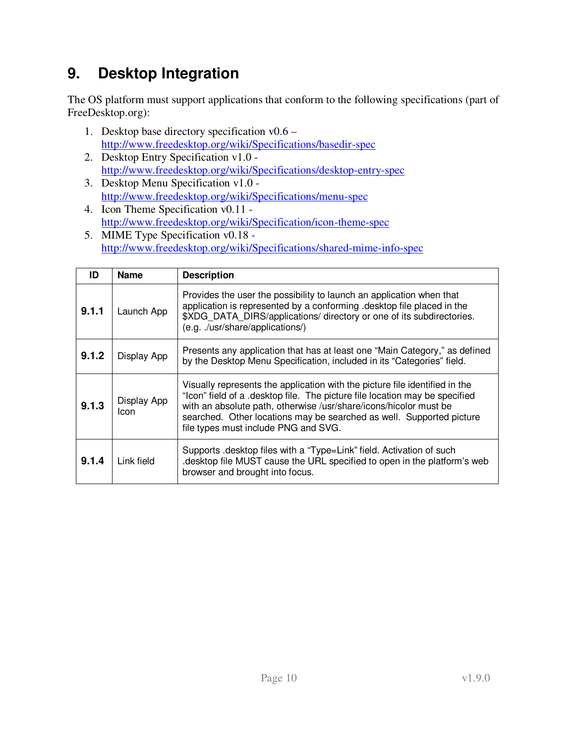# 9. Desktop Integration

The OS platform must support applications that conform to the following specifications (part of FreeDesktop.org):

1. Desktop base directory specification v0.6 – http://www.freedesktop.org/wiki/Specifications/basedir-spec
2. Desktop Entry Specification v1.0 - http://www.freedesktop.org/wiki/Specifications/desktop-entry-spec
3. Desktop Menu Specification v1.0 - http://www.freedesktop.org/wiki/Specifications/menu-spec
4. Icon Theme Specification v0.11 - http://www.freedesktop.org/wiki/Specification/icon-theme-spec
5. MIME Type Specification v0.18 - http://www.freedesktop.org/wiki/Specifications/shared-mime-info-spec

| ID | Name | Description |
|---|---|---|
| **9.1.1** | Launch App | Provides the user the possibility to launch an application when that application is represented by a conforming .desktop file placed in the $XDG_DATA_DIRS/applications/ directory or one of its subdirectories. (e.g. ./usr/share/applications/) |
| **9.1.2** | Display App | Presents any application that has at least one "Main Category," as defined by the Desktop Menu Specification, included in its "Categories" field. |
| **9.1.3** | Display App Icon | Visually represents the application with the picture file identified in the "Icon" field of a .desktop file. The picture file location may be specified with an absolute path, otherwise /usr/share/icons/hicolor must be searched. Other locations may be searched as well. Supported picture file types must include PNG and SVG. |
| **9.1.4** | Link field | Supports .desktop files with a "Type=Link" field. Activation of such .desktop file MUST cause the URL specified to open in the platform's web browser and brought into focus. |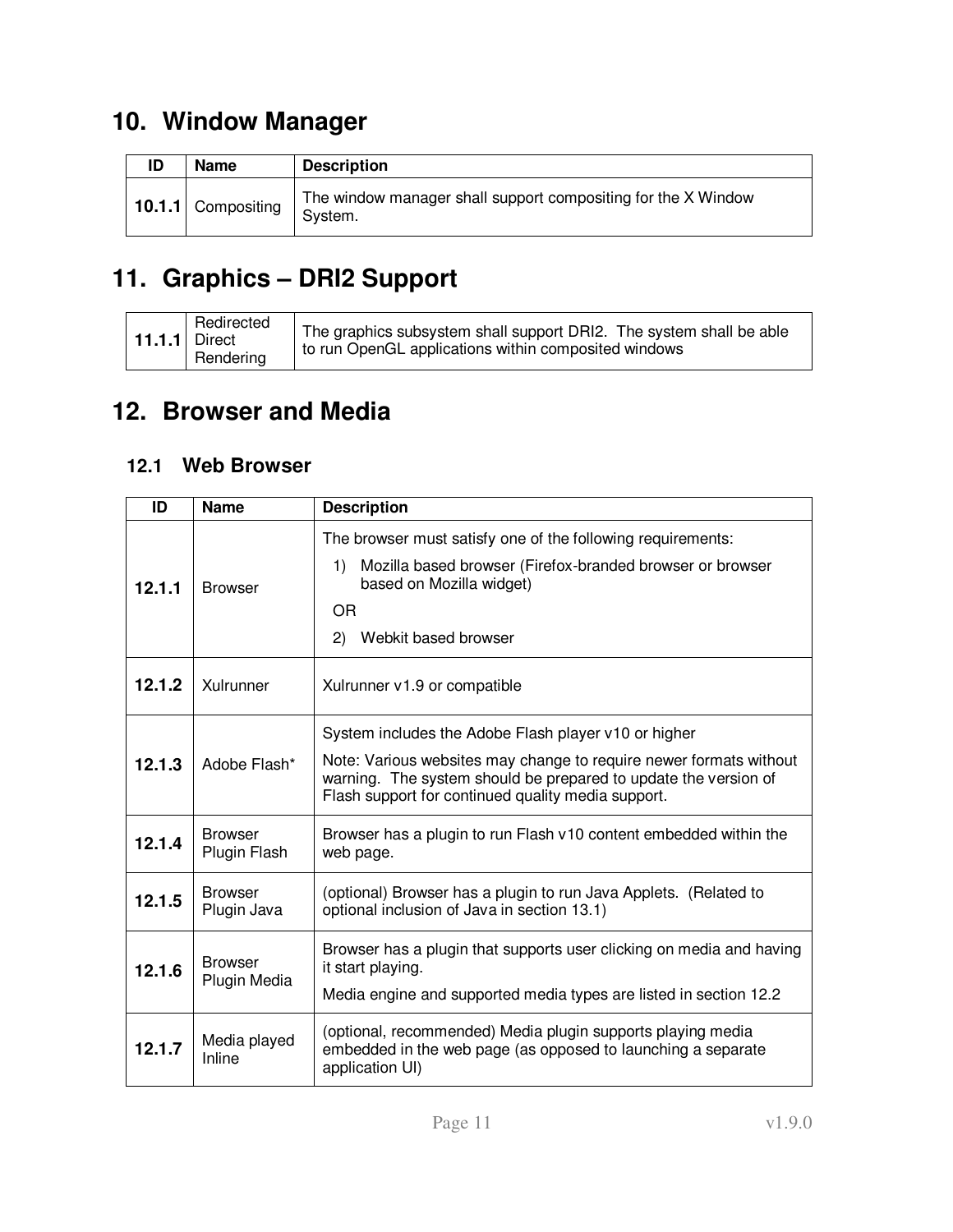# 10. Window Manager

| ID | Name | Description |
| --- | --- | --- |
| **10.1.1** | Compositing | The window manager shall support compositing for the X Window System. |

# 11. Graphics – DRI2 Support

| | | |
| --- | --- | --- |
| **11.1.1** | Redirected Direct Rendering | The graphics subsystem shall support DRI2. The system shall be able to run OpenGL applications within composited windows |

# 12. Browser and Media

## 12.1 Web Browser

| ID | Name | Description |
| --- | --- | --- |
| **12.1.1** | Browser | The browser must satisfy one of the following requirements:<br>1) Mozilla based browser (Firefox-branded browser or browser based on Mozilla widget)<br>OR<br>2) Webkit based browser |
| **12.1.2** | Xulrunner | Xulrunner v1.9 or compatible |
| **12.1.3** | Adobe Flash* | System includes the Adobe Flash player v10 or higher<br>Note: Various websites may change to require newer formats without warning. The system should be prepared to update the version of Flash support for continued quality media support. |
| **12.1.4** | Browser Plugin Flash | Browser has a plugin to run Flash v10 content embedded within the web page. |
| **12.1.5** | Browser Plugin Java | (optional) Browser has a plugin to run Java Applets. (Related to optional inclusion of Java in section 13.1) |
| **12.1.6** | Browser Plugin Media | Browser has a plugin that supports user clicking on media and having it start playing.<br>Media engine and supported media types are listed in section 12.2 |
| **12.1.7** | Media played Inline | (optional, recommended) Media plugin supports playing media embedded in the web page (as opposed to launching a separate application UI) |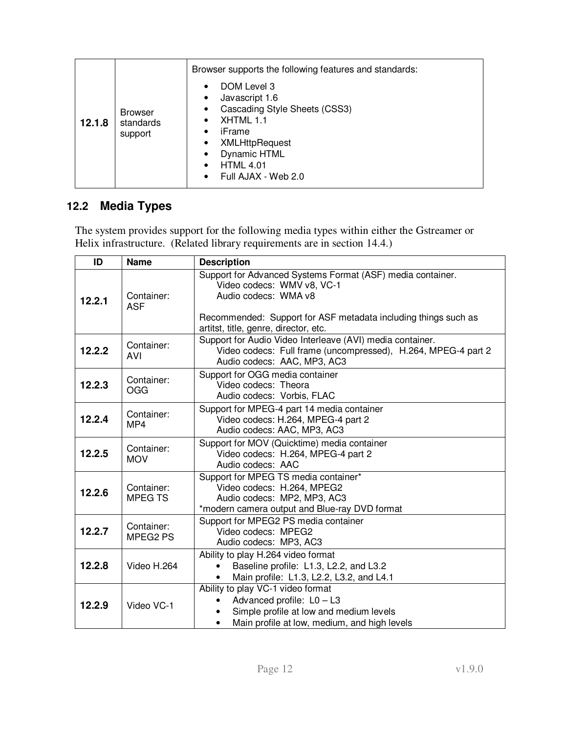| | | |
|---|---|---|
| **12.1.8** | Browser standards support | Browser supports the following features and standards:<br>• DOM Level 3<br>• Javascript 1.6<br>• Cascading Style Sheets (CSS3)<br>• XHTML 1.1<br>• iFrame<br>• XMLHttpRequest<br>• Dynamic HTML<br>• HTML 4.01<br>• Full AJAX - Web 2.0 |

## 12.2 Media Types

The system provides support for the following media types within either the Gstreamer or Helix infrastructure. (Related library requirements are in section 14.4.)

| ID | Name | Description |
|---|---|---|
| **12.2.1** | Container: ASF | Support for Advanced Systems Format (ASF) media container.<br>Video codecs: WMV v8, VC-1<br>Audio codecs: WMA v8<br><br>Recommended: Support for ASF metadata including things such as artitst, title, genre, director, etc. |
| **12.2.2** | Container: AVI | Support for Audio Video Interleave (AVI) media container.<br>Video codecs: Full frame (uncompressed), H.264, MPEG-4 part 2<br>Audio codecs: AAC, MP3, AC3 |
| **12.2.3** | Container: OGG | Support for OGG media container<br>Video codecs: Theora<br>Audio codecs: Vorbis, FLAC |
| **12.2.4** | Container: MP4 | Support for MPEG-4 part 14 media container<br>Video codecs: H.264, MPEG-4 part 2<br>Audio codecs: AAC, MP3, AC3 |
| **12.2.5** | Container: MOV | Support for MOV (Quicktime) media container<br>Video codecs: H.264, MPEG-4 part 2<br>Audio codecs: AAC |
| **12.2.6** | Container: MPEG TS | Support for MPEG TS media container*<br>Video codecs: H.264, MPEG2<br>Audio codecs: MP2, MP3, AC3<br>*modern camera output and Blue-ray DVD format |
| **12.2.7** | Container: MPEG2 PS | Support for MPEG2 PS media container<br>Video codecs: MPEG2<br>Audio codecs: MP3, AC3 |
| **12.2.8** | Video H.264 | Ability to play H.264 video format<br>• Baseline profile: L1.3, L2.2, and L3.2<br>• Main profile: L1.3, L2.2, L3.2, and L4.1 |
| **12.2.9** | Video VC-1 | Ability to play VC-1 video format<br>• Advanced profile: L0 – L3<br>• Simple profile at low and medium levels<br>• Main profile at low, medium, and high levels |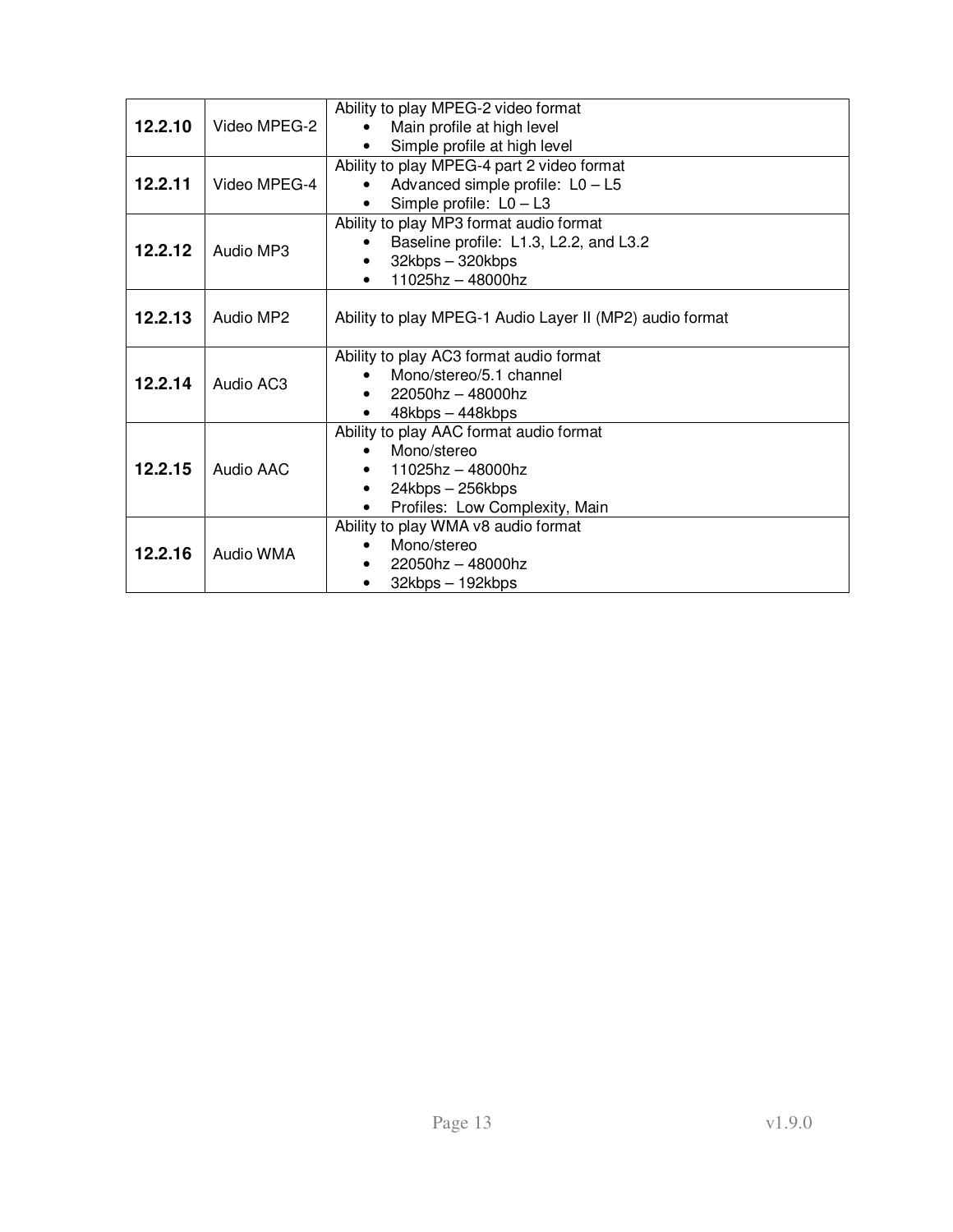| | | |
|---|---|---|
| **12.2.10** | Video MPEG-2 | Ability to play MPEG-2 video format<br>• Main profile at high level<br>• Simple profile at high level |
| **12.2.11** | Video MPEG-4 | Ability to play MPEG-4 part 2 video format<br>• Advanced simple profile: L0 – L5<br>• Simple profile: L0 – L3 |
| **12.2.12** | Audio MP3 | Ability to play MP3 format audio format<br>• Baseline profile: L1.3, L2.2, and L3.2<br>• 32kbps – 320kbps<br>• 11025hz – 48000hz |
| **12.2.13** | Audio MP2 | Ability to play MPEG-1 Audio Layer II (MP2) audio format |
| **12.2.14** | Audio AC3 | Ability to play AC3 format audio format<br>• Mono/stereo/5.1 channel<br>• 22050hz – 48000hz<br>• 48kbps – 448kbps |
| **12.2.15** | Audio AAC | Ability to play AAC format audio format<br>• Mono/stereo<br>• 11025hz – 48000hz<br>• 24kbps – 256kbps<br>• Profiles: Low Complexity, Main |
| **12.2.16** | Audio WMA | Ability to play WMA v8 audio format<br>• Mono/stereo<br>• 22050hz – 48000hz<br>• 32kbps – 192kbps |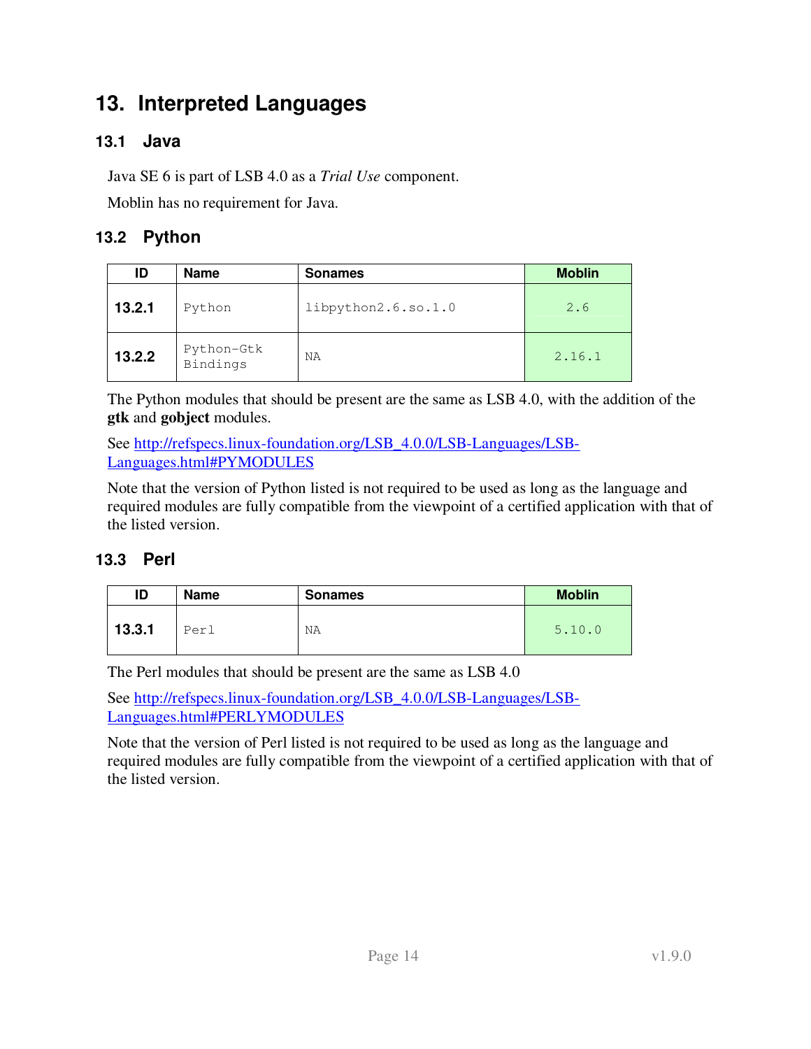# 13. Interpreted Languages

## 13.1 Java

Java SE 6 is part of LSB 4.0 as a *Trial Use* component.

Moblin has no requirement for Java.

## 13.2 Python

| ID | Name | Sonames | Moblin |
|---|---|---|---|
| **13.2.1** | Python | libpython2.6.so.1.0 | 2.6 |
| **13.2.2** | Python-Gtk Bindings | NA | 2.16.1 |

The Python modules that should be present are the same as LSB 4.0, with the addition of the **gtk** and **gobject** modules.

See http://refspecs.linux-foundation.org/LSB_4.0.0/LSB-Languages/LSB-Languages.html#PYMODULES

Note that the version of Python listed is not required to be used as long as the language and required modules are fully compatible from the viewpoint of a certified application with that of the listed version.

## 13.3 Perl

| ID | Name | Sonames | Moblin |
|---|---|---|---|
| **13.3.1** | Perl | NA | 5.10.0 |

The Perl modules that should be present are the same as LSB 4.0

See http://refspecs.linux-foundation.org/LSB_4.0.0/LSB-Languages/LSB-Languages.html#PERLYMODULES

Note that the version of Perl listed is not required to be used as long as the language and required modules are fully compatible from the viewpoint of a certified application with that of the listed version.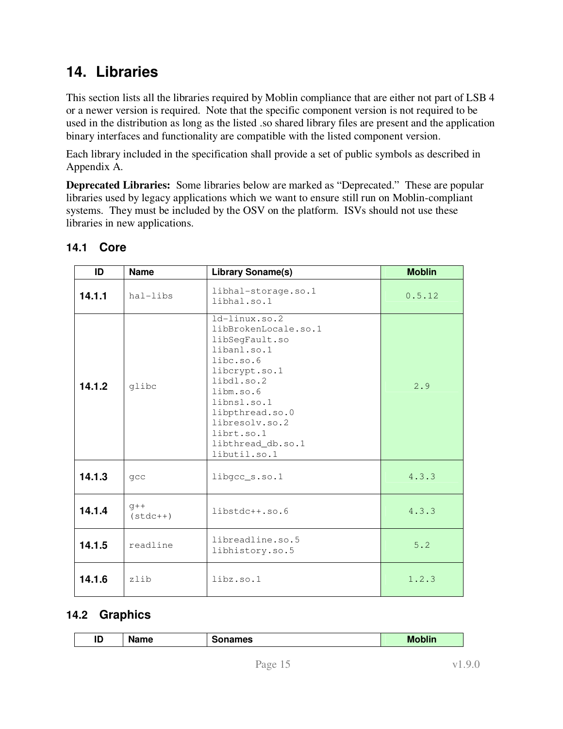# 14. Libraries

This section lists all the libraries required by Moblin compliance that are either not part of LSB 4 or a newer version is required. Note that the specific component version is not required to be used in the distribution as long as the listed .so shared library files are present and the application binary interfaces and functionality are compatible with the listed component version.

Each library included in the specification shall provide a set of public symbols as described in Appendix A.

**Deprecated Libraries:** Some libraries below are marked as "Deprecated." These are popular libraries used by legacy applications which we want to ensure still run on Moblin-compliant systems. They must be included by the OSV on the platform. ISVs should not use these libraries in new applications.

## 14.1 Core

| ID | Name | Library Soname(s) | Moblin |
|---|---|---|---|
| **14.1.1** | hal-libs | libhal-storage.so.1<br>libhal.so.1 | 0.5.12 |
| **14.1.2** | glibc | ld-linux.so.2<br>libBrokenLocale.so.1<br>libSegFault.so<br>libanl.so.1<br>libc.so.6<br>libcrypt.so.1<br>libdl.so.2<br>libm.so.6<br>libnsl.so.1<br>libpthread.so.0<br>libresolv.so.2<br>librt.so.1<br>libthread_db.so.1<br>libutil.so.1 | 2.9 |
| **14.1.3** | gcc | libgcc_s.so.1 | 4.3.3 |
| **14.1.4** | g++ (stdc++) | libstdc++.so.6 | 4.3.3 |
| **14.1.5** | readline | libreadline.so.5<br>libhistory.so.5 | 5.2 |
| **14.1.6** | zlib | libz.so.1 | 1.2.3 |

## 14.2 Graphics

| ID | Name | Sonames | Moblin |
|---|---|---|---|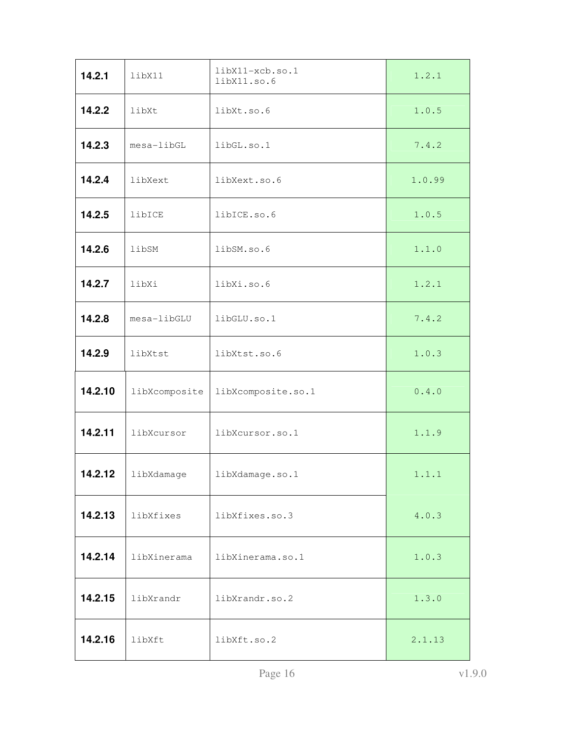| | | | |
|---|---|---|---|
| **14.2.1** | libX11 | libX11-xcb.so.1<br>libX11.so.6 | 1.2.1 |
| **14.2.2** | libXt | libXt.so.6 | 1.0.5 |
| **14.2.3** | mesa-libGL | libGL.so.1 | 7.4.2 |
| **14.2.4** | libXext | libXext.so.6 | 1.0.99 |
| **14.2.5** | libICE | libICE.so.6 | 1.0.5 |
| **14.2.6** | libSM | libSM.so.6 | 1.1.0 |
| **14.2.7** | libXi | libXi.so.6 | 1.2.1 |
| **14.2.8** | mesa-libGLU | libGLU.so.1 | 7.4.2 |
| **14.2.9** | libXtst | libXtst.so.6 | 1.0.3 |
| **14.2.10** | libXcomposite | libXcomposite.so.1 | 0.4.0 |
| **14.2.11** | libXcursor | libXcursor.so.1 | 1.1.9 |
| **14.2.12** | libXdamage | libXdamage.so.1 | 1.1.1 |
| **14.2.13** | libXfixes | libXfixes.so.3 | 4.0.3 |
| **14.2.14** | libXinerama | libXinerama.so.1 | 1.0.3 |
| **14.2.15** | libXrandr | libXrandr.so.2 | 1.3.0 |
| **14.2.16** | libXft | libXft.so.2 | 2.1.13 |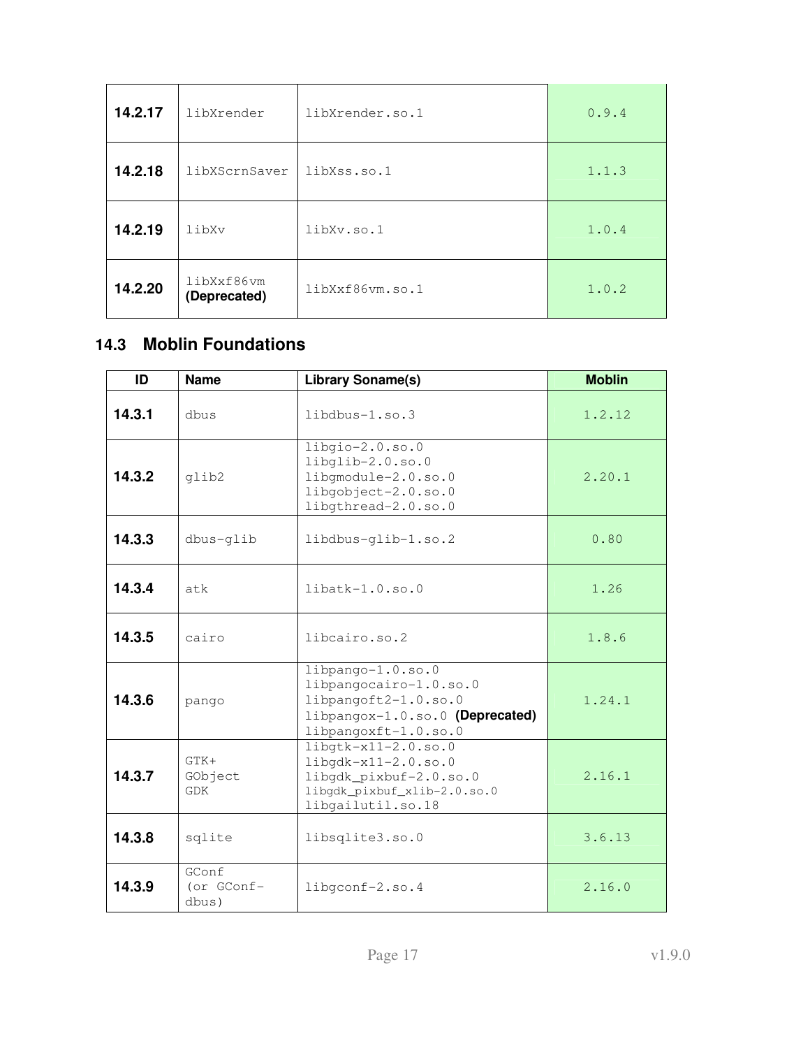| | | | |
|---|---|---|---|
| **14.2.17** | libXrender | libXrender.so.1 | 0.9.4 |
| **14.2.18** | libXScrnSaver | libXss.so.1 | 1.1.3 |
| **14.2.19** | libXv | libXv.so.1 | 1.0.4 |
| **14.2.20** | libXxf86vm **(Deprecated)** | libXxf86vm.so.1 | 1.0.2 |

## 14.3 Moblin Foundations

| ID | Name | Library Soname(s) | Moblin |
|---|---|---|---|
| **14.3.1** | dbus | libdbus-1.so.3 | 1.2.12 |
| **14.3.2** | glib2 | libgio-2.0.so.0<br>libglib-2.0.so.0<br>libgmodule-2.0.so.0<br>libgobject-2.0.so.0<br>libgthread-2.0.so.0 | 2.20.1 |
| **14.3.3** | dbus-glib | libdbus-glib-1.so.2 | 0.80 |
| **14.3.4** | atk | libatk-1.0.so.0 | 1.26 |
| **14.3.5** | cairo | libcairo.so.2 | 1.8.6 |
| **14.3.6** | pango | libpango-1.0.so.0<br>libpangocairo-1.0.so.0<br>libpangoft2-1.0.so.0<br>libpangox-1.0.so.0 **(Deprecated)**<br>libpangoxft-1.0.so.0 | 1.24.1 |
| **14.3.7** | GTK+<br>GObject<br>GDK | libgtk-x11-2.0.so.0<br>libgdk-x11-2.0.so.0<br>libgdk_pixbuf-2.0.so.0<br>libgdk_pixbuf_xlib-2.0.so.0<br>libgailutil.so.18 | 2.16.1 |
| **14.3.8** | sqlite | libsqlite3.so.0 | 3.6.13 |
| **14.3.9** | GConf<br>(or GConf-dbus) | libgconf-2.so.4 | 2.16.0 |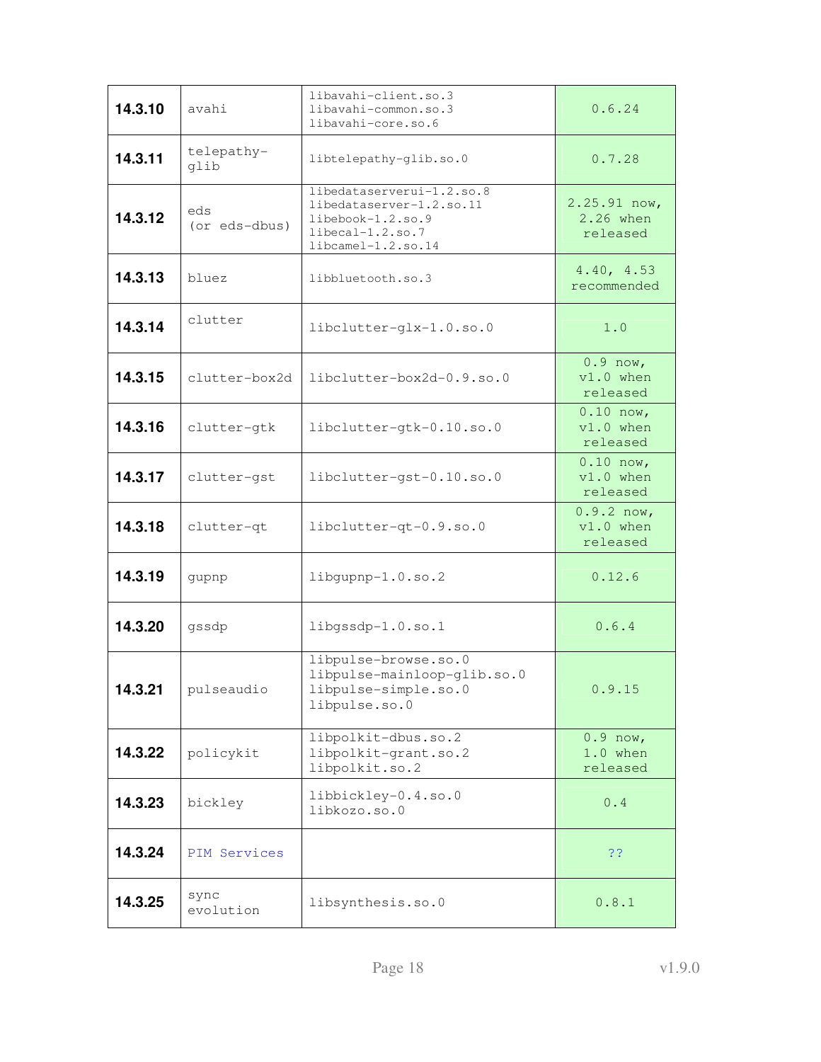| | | | |
|---|---|---|---|
| **14.3.10** | avahi | libavahi-client.so.3<br>libavahi-common.so.3<br>libavahi-core.so.6 | 0.6.24 |
| **14.3.11** | telepathy-glib | libtelepathy-glib.so.0 | 0.7.28 |
| **14.3.12** | eds<br>(or eds-dbus) | libedataserverui-1.2.so.8<br>libedataserver-1.2.so.11<br>libebook-1.2.so.9<br>libecal-1.2.so.7<br>libcamel-1.2.so.14 | 2.25.91 now, 2.26 when released |
| **14.3.13** | bluez | libbluetooth.so.3 | 4.40, 4.53 recommended |
| **14.3.14** | clutter | libclutter-glx-1.0.so.0 | 1.0 |
| **14.3.15** | clutter-box2d | libclutter-box2d-0.9.so.0 | 0.9 now, v1.0 when released |
| **14.3.16** | clutter-gtk | libclutter-gtk-0.10.so.0 | 0.10 now, v1.0 when released |
| **14.3.17** | clutter-gst | libclutter-gst-0.10.so.0 | 0.10 now, v1.0 when released |
| **14.3.18** | clutter-qt | libclutter-qt-0.9.so.0 | 0.9.2 now, v1.0 when released |
| **14.3.19** | gupnp | libgupnp-1.0.so.2 | 0.12.6 |
| **14.3.20** | gssdp | libgssdp-1.0.so.1 | 0.6.4 |
| **14.3.21** | pulseaudio | libpulse-browse.so.0<br>libpulse-mainloop-glib.so.0<br>libpulse-simple.so.0<br>libpulse.so.0 | 0.9.15 |
| **14.3.22** | policykit | libpolkit-dbus.so.2<br>libpolkit-grant.so.2<br>libpolkit.so.2 | 0.9 now, 1.0 when released |
| **14.3.23** | bickley | libbickley-0.4.so.0<br>libkozo.so.0 | 0.4 |
| **14.3.24** | PIM Services | | ?? |
| **14.3.25** | sync evolution | libsynthesis.so.0 | 0.8.1 |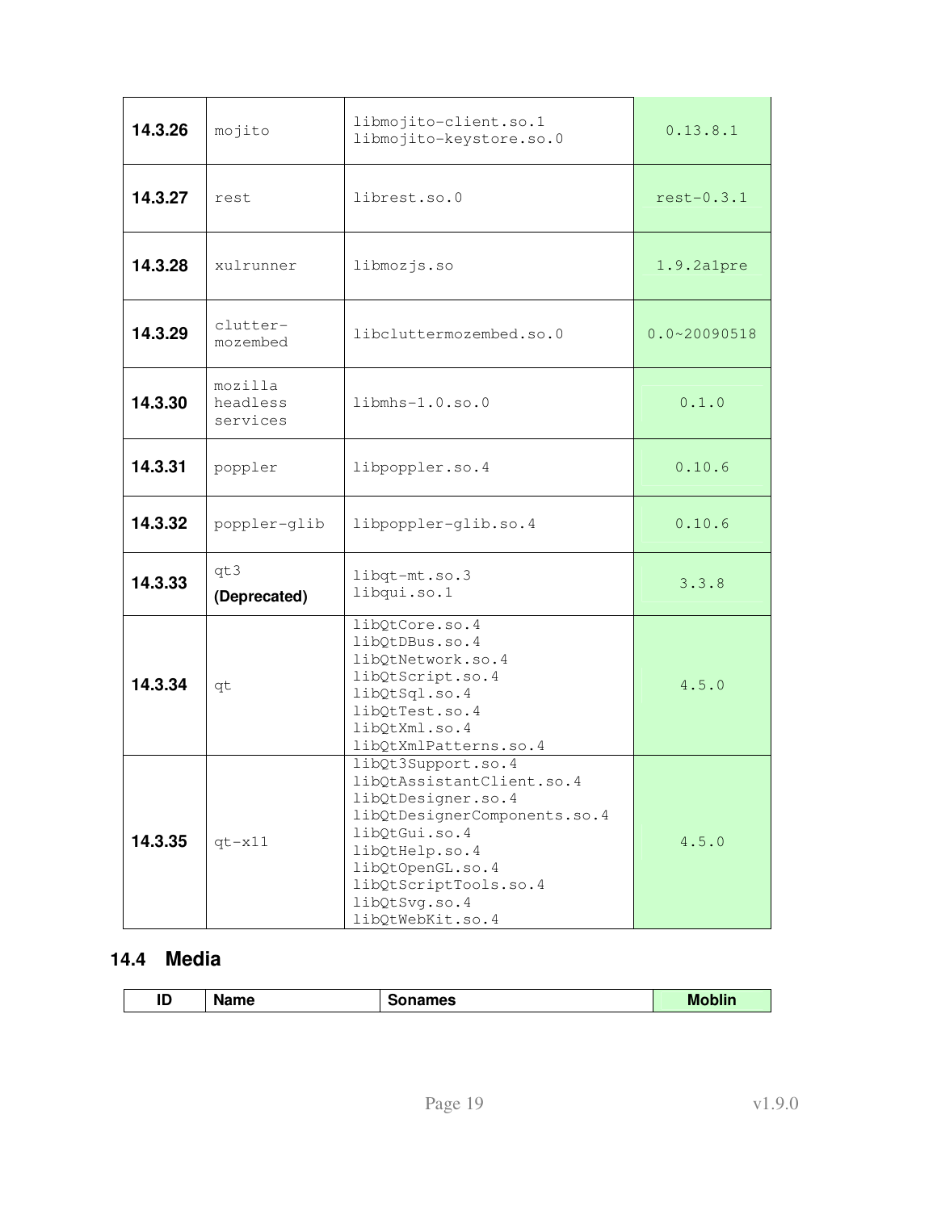| | | | |
|---|---|---|---|
| **14.3.26** | mojito | libmojito-client.so.1<br>libmojito-keystore.so.0 | 0.13.8.1 |
| **14.3.27** | rest | librest.so.0 | rest-0.3.1 |
| **14.3.28** | xulrunner | libmozjs.so | 1.9.2a1pre |
| **14.3.29** | clutter-mozembed | libcluttermozembed.so.0 | 0.0~20090518 |
| **14.3.30** | mozilla headless services | libmhs-1.0.so.0 | 0.1.0 |
| **14.3.31** | poppler | libpoppler.so.4 | 0.10.6 |
| **14.3.32** | poppler-glib | libpoppler-glib.so.4 | 0.10.6 |
| **14.3.33** | qt3 **(Deprecated)** | libqt-mt.so.3<br>libqui.so.1 | 3.3.8 |
| **14.3.34** | qt | libQtCore.so.4<br>libQtDBus.so.4<br>libQtNetwork.so.4<br>libQtScript.so.4<br>libQtSql.so.4<br>libQtTest.so.4<br>libQtXml.so.4<br>libQtXmlPatterns.so.4 | 4.5.0 |
| **14.3.35** | qt-x11 | libQt3Support.so.4<br>libQtAssistantClient.so.4<br>libQtDesigner.so.4<br>libQtDesignerComponents.so.4<br>libQtGui.so.4<br>libQtHelp.so.4<br>libQtOpenGL.so.4<br>libQtScriptTools.so.4<br>libQtSvg.so.4<br>libQtWebKit.so.4 | 4.5.0 |

## 14.4 Media

| ID | Name | Sonames | Moblin |
|---|---|---|---|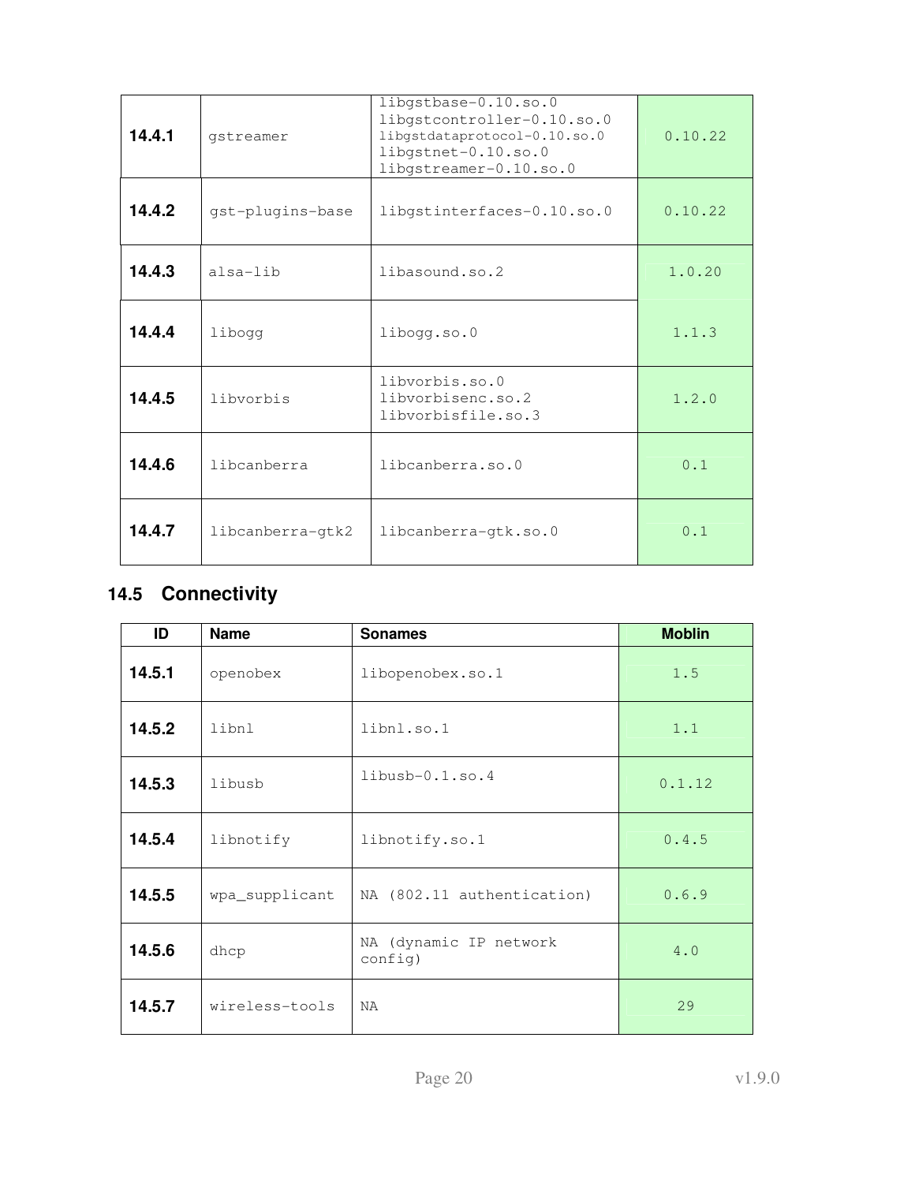| ID | Name | Sonames | Moblin |
|---|---|---|---|
| **14.4.1** | gstreamer | libgstbase-0.10.so.0<br>libgstcontroller-0.10.so.0<br>libgstdataprotocol-0.10.so.0<br>libgstnet-0.10.so.0<br>libgstreamer-0.10.so.0 | 0.10.22 |
| **14.4.2** | gst-plugins-base | libgstinterfaces-0.10.so.0 | 0.10.22 |
| **14.4.3** | alsa-lib | libasound.so.2 | 1.0.20 |
| **14.4.4** | libogg | libogg.so.0 | 1.1.3 |
| **14.4.5** | libvorbis | libvorbis.so.0<br>libvorbisenc.so.2<br>libvorbisfile.so.3 | 1.2.0 |
| **14.4.6** | libcanberra | libcanberra.so.0 | 0.1 |
| **14.4.7** | libcanberra-gtk2 | libcanberra-gtk.so.0 | 0.1 |

## 14.5 Connectivity

| ID | Name | Sonames | Moblin |
|---|---|---|---|
| **14.5.1** | openobex | libopenobex.so.1 | 1.5 |
| **14.5.2** | libnl | libnl.so.1 | 1.1 |
| **14.5.3** | libusb | libusb-0.1.so.4 | 0.1.12 |
| **14.5.4** | libnotify | libnotify.so.1 | 0.4.5 |
| **14.5.5** | wpa_supplicant | NA (802.11 authentication) | 0.6.9 |
| **14.5.6** | dhcp | NA (dynamic IP network config) | 4.0 |
| **14.5.7** | wireless-tools | NA | 29 |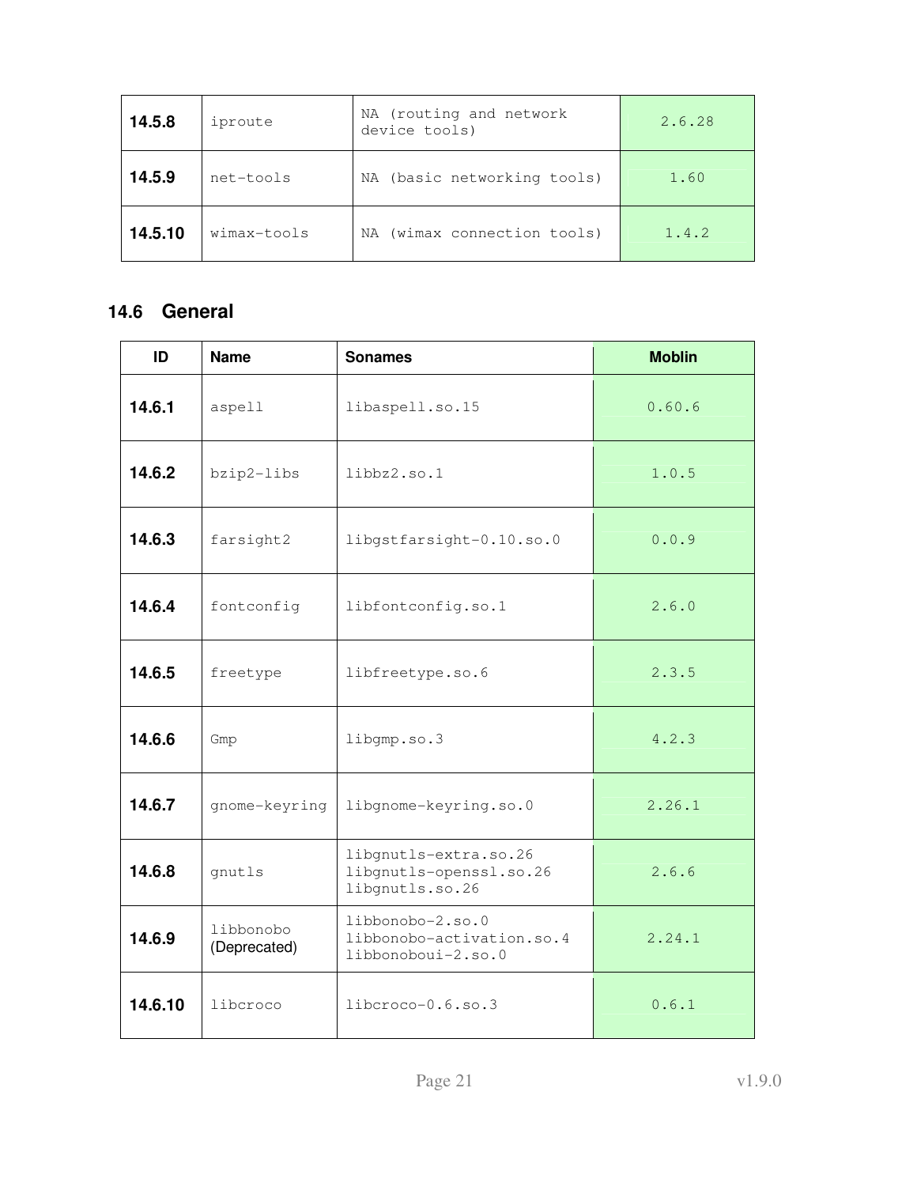| 14.5.8 | iproute | NA (routing and network device tools) | 2.6.28 |
|---|---|---|---|
| 14.5.9 | net-tools | NA (basic networking tools) | 1.60 |
| 14.5.10 | wimax-tools | NA (wimax connection tools) | 1.4.2 |

## 14.6 General

| ID | Name | Sonames | Moblin |
|---|---|---|---|
| 14.6.1 | aspell | libaspell.so.15 | 0.60.6 |
| 14.6.2 | bzip2-libs | libbz2.so.1 | 1.0.5 |
| 14.6.3 | farsight2 | libgstfarsight-0.10.so.0 | 0.0.9 |
| 14.6.4 | fontconfig | libfontconfig.so.1 | 2.6.0 |
| 14.6.5 | freetype | libfreetype.so.6 | 2.3.5 |
| 14.6.6 | Gmp | libgmp.so.3 | 4.2.3 |
| 14.6.7 | gnome-keyring | libgnome-keyring.so.0 | 2.26.1 |
| 14.6.8 | gnutls | libgnutls-extra.so.26 libgnutls-openssl.so.26 libgnutls.so.26 | 2.6.6 |
| 14.6.9 | libbonobo (Deprecated) | libbonobo-2.so.0 libbonobo-activation.so.4 libbonoboui-2.so.0 | 2.24.1 |
| 14.6.10 | libcroco | libcroco-0.6.so.3 | 0.6.1 |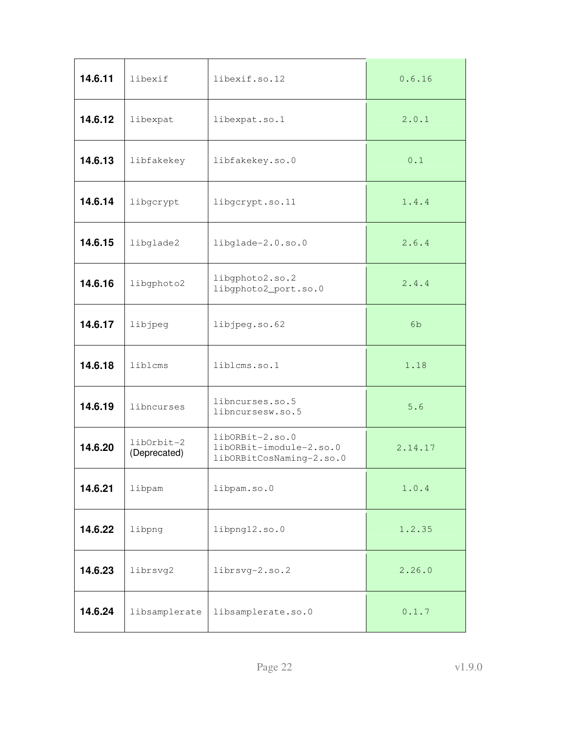| | | | |
|---|---|---|---|
| **14.6.11** | libexif | libexif.so.12 | 0.6.16 |
| **14.6.12** | libexpat | libexpat.so.1 | 2.0.1 |
| **14.6.13** | libfakekey | libfakekey.so.0 | 0.1 |
| **14.6.14** | libgcrypt | libgcrypt.so.11 | 1.4.4 |
| **14.6.15** | libglade2 | libglade-2.0.so.0 | 2.6.4 |
| **14.6.16** | libgphoto2 | libgphoto2.so.2<br>libgphoto2_port.so.0 | 2.4.4 |
| **14.6.17** | libjpeg | libjpeg.so.62 | 6b |
| **14.6.18** | liblcms | liblcms.so.1 | 1.18 |
| **14.6.19** | libncurses | libncurses.so.5<br>libncursesw.so.5 | 5.6 |
| **14.6.20** | libOrbit-2<br>(Deprecated) | libORBit-2.so.0<br>libORBit-imodule-2.so.0<br>libORBitCosNaming-2.so.0 | 2.14.17 |
| **14.6.21** | libpam | libpam.so.0 | 1.0.4 |
| **14.6.22** | libpng | libpng12.so.0 | 1.2.35 |
| **14.6.23** | librsvg2 | librsvg-2.so.2 | 2.26.0 |
| **14.6.24** | libsamplerate | libsamplerate.so.0 | 0.1.7 |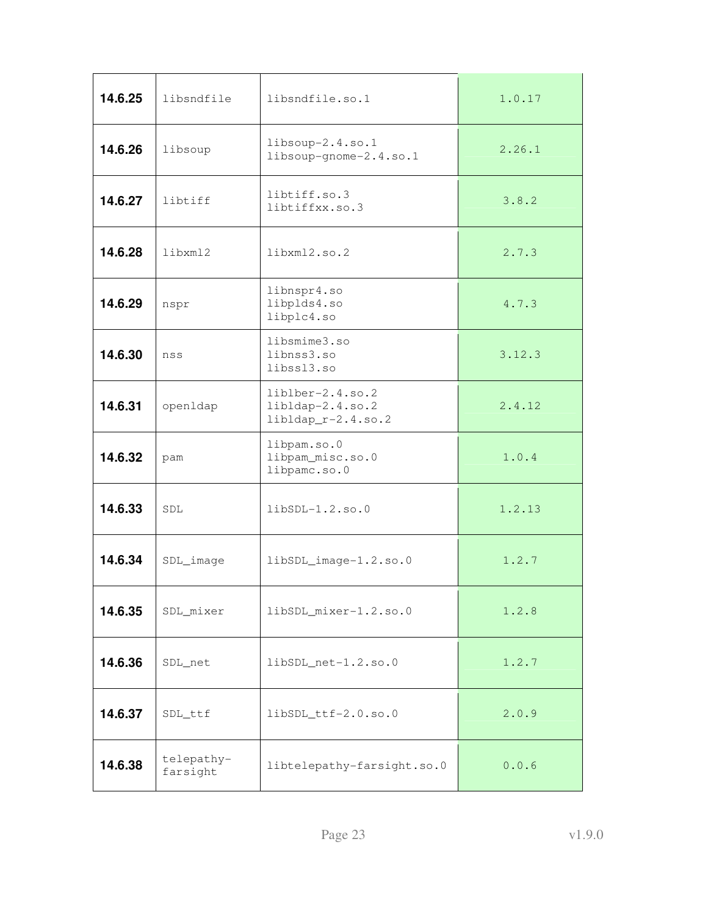| | | | |
|---|---|---|---|
| **14.6.25** | libsndfile | libsndfile.so.1 | 1.0.17 |
| **14.6.26** | libsoup | libsoup-2.4.so.1<br>libsoup-gnome-2.4.so.1 | 2.26.1 |
| **14.6.27** | libtiff | libtiff.so.3<br>libtiffxx.so.3 | 3.8.2 |
| **14.6.28** | libxml2 | libxml2.so.2 | 2.7.3 |
| **14.6.29** | nspr | libnspr4.so<br>libplds4.so<br>libplc4.so | 4.7.3 |
| **14.6.30** | nss | libsmime3.so<br>libnss3.so<br>libssl3.so | 3.12.3 |
| **14.6.31** | openldap | liblber-2.4.so.2<br>libldap-2.4.so.2<br>libldap_r-2.4.so.2 | 2.4.12 |
| **14.6.32** | pam | libpam.so.0<br>libpam_misc.so.0<br>libpamc.so.0 | 1.0.4 |
| **14.6.33** | SDL | libSDL-1.2.so.0 | 1.2.13 |
| **14.6.34** | SDL_image | libSDL_image-1.2.so.0 | 1.2.7 |
| **14.6.35** | SDL_mixer | libSDL_mixer-1.2.so.0 | 1.2.8 |
| **14.6.36** | SDL_net | libSDL_net-1.2.so.0 | 1.2.7 |
| **14.6.37** | SDL_ttf | libSDL_ttf-2.0.so.0 | 2.0.9 |
| **14.6.38** | telepathy-farsight | libtelepathy-farsight.so.0 | 0.0.6 |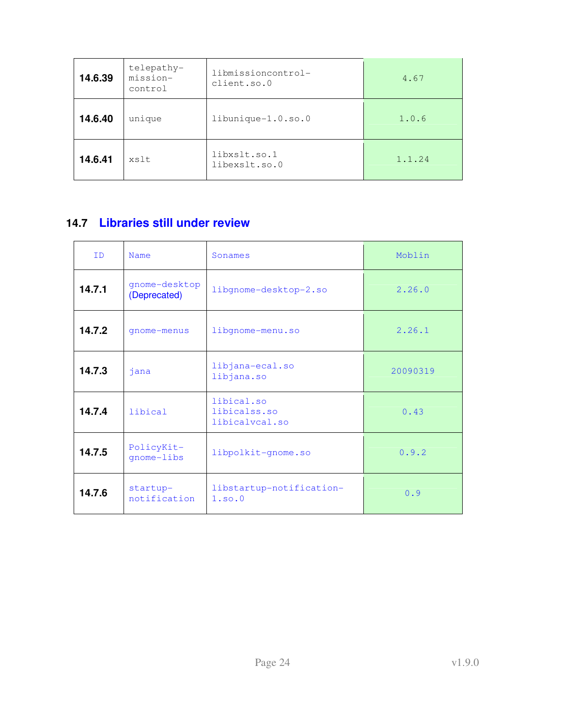| | | | |
|---|---|---|---|
| **14.6.39** | telepathy-mission-control | libmissioncontrol-client.so.0 | 4.67 |
| **14.6.40** | unique | libunique-1.0.so.0 | 1.0.6 |
| **14.6.41** | xslt | libxslt.so.1<br>libexslt.so.0 | 1.1.24 |

## 14.7 Libraries still under review

| ID | Name | Sonames | Moblin |
|---|---|---|---|
| **14.7.1** | gnome-desktop (Deprecated) | libgnome-desktop-2.so | 2.26.0 |
| **14.7.2** | gnome-menus | libgnome-menu.so | 2.26.1 |
| **14.7.3** | jana | libjana-ecal.so<br>libjana.so | 20090319 |
| **14.7.4** | libical | libical.so<br>libicalss.so<br>libicalvcal.so | 0.43 |
| **14.7.5** | PolicyKit-gnome-libs | libpolkit-gnome.so | 0.9.2 |
| **14.7.6** | startup-notification | libstartup-notification-1.so.0 | 0.9 |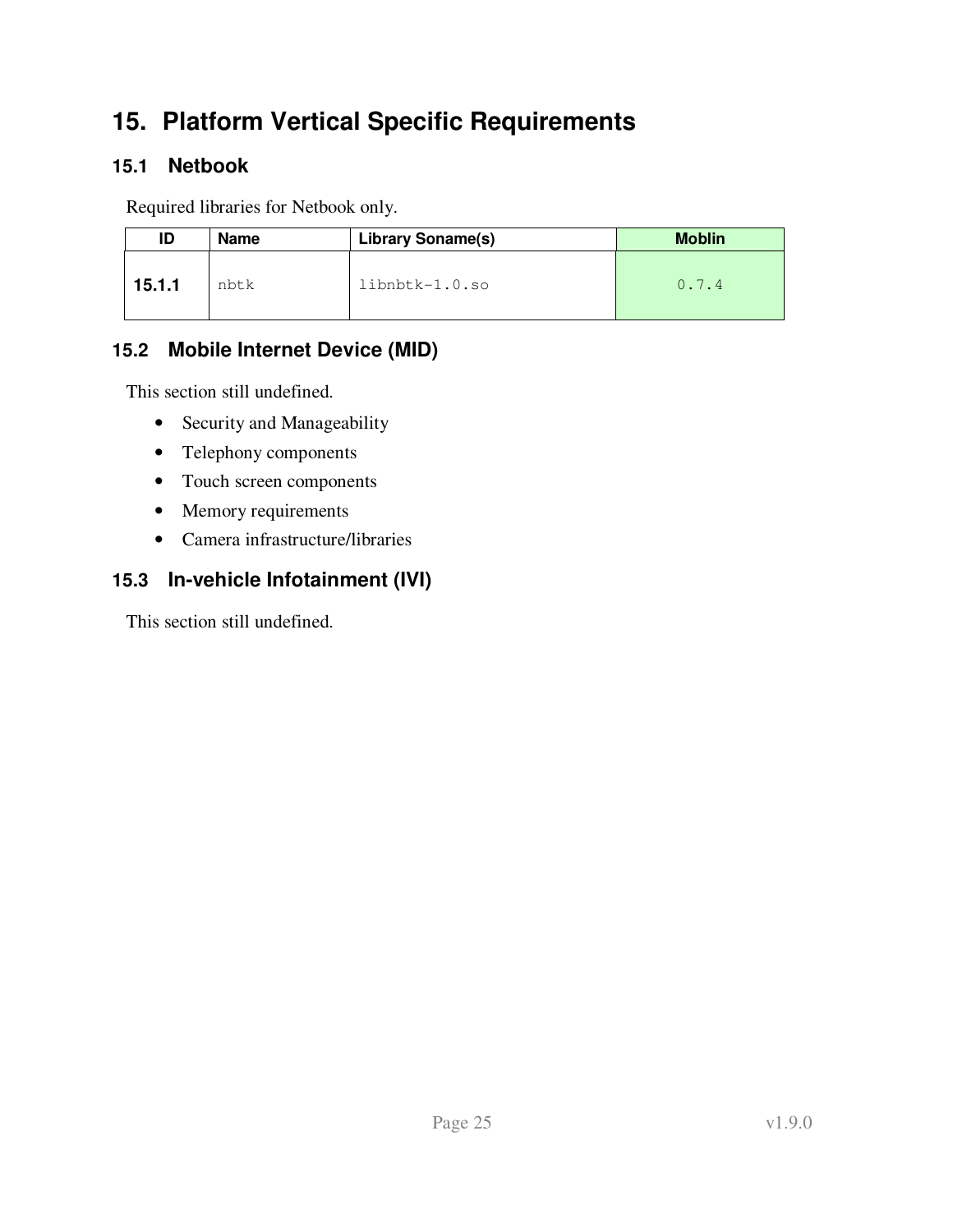# 15. Platform Vertical Specific Requirements

## 15.1 Netbook

Required libraries for Netbook only.

| ID | Name | Library Soname(s) | Moblin |
|---|---|---|---|
| **15.1.1** | nbtk | libnbtk-1.0.so | 0.7.4 |

## 15.2 Mobile Internet Device (MID)

This section still undefined.

- Security and Manageability
- Telephony components
- Touch screen components
- Memory requirements
- Camera infrastructure/libraries

## 15.3 In-vehicle Infotainment (IVI)

This section still undefined.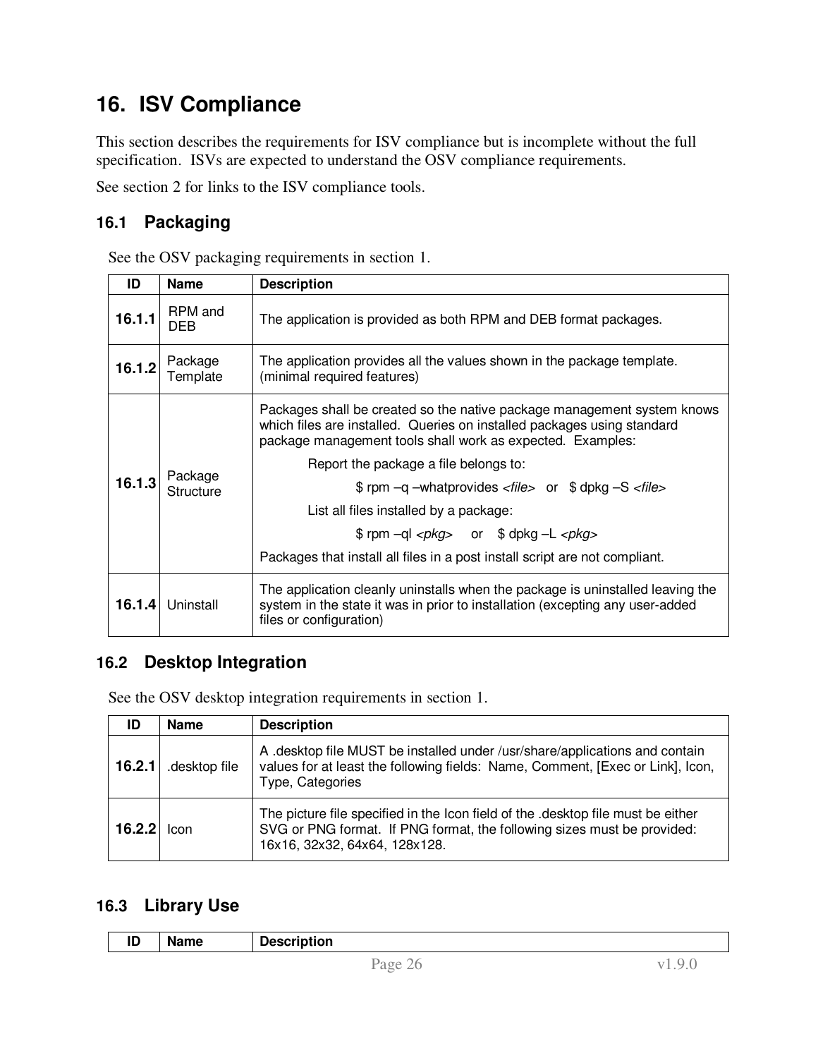# 16. ISV Compliance

This section describes the requirements for ISV compliance but is incomplete without the full specification. ISVs are expected to understand the OSV compliance requirements.

See section 2 for links to the ISV compliance tools.

## 16.1 Packaging

See the OSV packaging requirements in section 1.

| ID | Name | Description |
|---|---|---|
| **16.1.1** | RPM and DEB | The application is provided as both RPM and DEB format packages. |
| **16.1.2** | Package Template | The application provides all the values shown in the package template. (minimal required features) |
| **16.1.3** | Package Structure | Packages shall be created so the native package management system knows which files are installed. Queries on installed packages using standard package management tools shall work as expected. Examples:<br>Report the package a file belongs to:<br>$ rpm –q –whatprovides *<file>* or $ dpkg –S *<file>*<br>List all files installed by a package:<br>$ rpm –ql *<pkg>* or $ dpkg –L *<pkg>*<br>Packages that install all files in a post install script are not compliant. |
| **16.1.4** | Uninstall | The application cleanly uninstalls when the package is uninstalled leaving the system in the state it was in prior to installation (excepting any user-added files or configuration) |

## 16.2 Desktop Integration

See the OSV desktop integration requirements in section 1.

| ID | Name | Description |
|---|---|---|
| **16.2.1** | .desktop file | A .desktop file MUST be installed under /usr/share/applications and contain values for at least the following fields: Name, Comment, [Exec or Link], Icon, Type, Categories |
| **16.2.2** | Icon | The picture file specified in the Icon field of the .desktop file must be either SVG or PNG format. If PNG format, the following sizes must be provided: 16x16, 32x32, 64x64, 128x128. |

## 16.3 Library Use

| ID | Name | Description |
|---|---|---|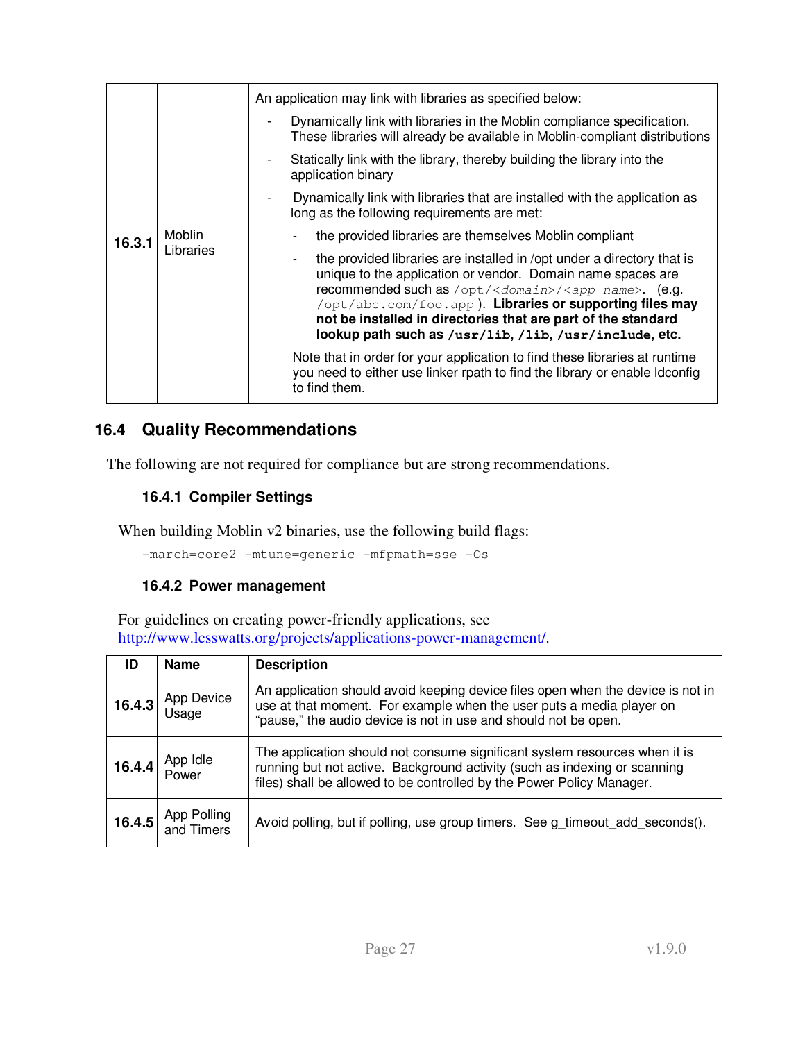| 16.3.1 | Moblin Libraries | An application may link with libraries as specified below:<br>- Dynamically link with libraries in the Moblin compliance specification. These libraries will already be available in Moblin-compliant distributions<br>- Statically link with the library, thereby building the library into the application binary<br>- Dynamically link with libraries that are installed with the application as long as the following requirements are met:<br>&nbsp;&nbsp;- the provided libraries are themselves Moblin compliant<br>&nbsp;&nbsp;- the provided libraries are installed in /opt under a directory that is unique to the application or vendor. Domain name spaces are recommended such as `/opt/<domain>/<app name>`. (e.g. `/opt/abc.com/foo.app`). **Libraries or supporting files may not be installed in directories that are part of the standard lookup path such as `/usr/lib`, `/lib`, `/usr/include`, etc.**<br>Note that in order for your application to find these libraries at runtime you need to either use linker rpath to find the library or enable ldconfig to find them. |
|---|---|---|

## 16.4 Quality Recommendations

The following are not required for compliance but are strong recommendations.

### 16.4.1 Compiler Settings

When building Moblin v2 binaries, use the following build flags:

```
-march=core2 -mtune=generic -mfpmath=sse -Os
```

### 16.4.2 Power management

For guidelines on creating power-friendly applications, see http://www.lesswatts.org/projects/applications-power-management/.

| ID | Name | Description |
|---|---|---|
| 16.4.3 | App Device Usage | An application should avoid keeping device files open when the device is not in use at that moment. For example when the user puts a media player on "pause," the audio device is not in use and should not be open. |
| 16.4.4 | App Idle Power | The application should not consume significant system resources when it is running but not active. Background activity (such as indexing or scanning files) shall be allowed to be controlled by the Power Policy Manager. |
| 16.4.5 | App Polling and Timers | Avoid polling, but if polling, use group timers. See g_timeout_add_seconds(). |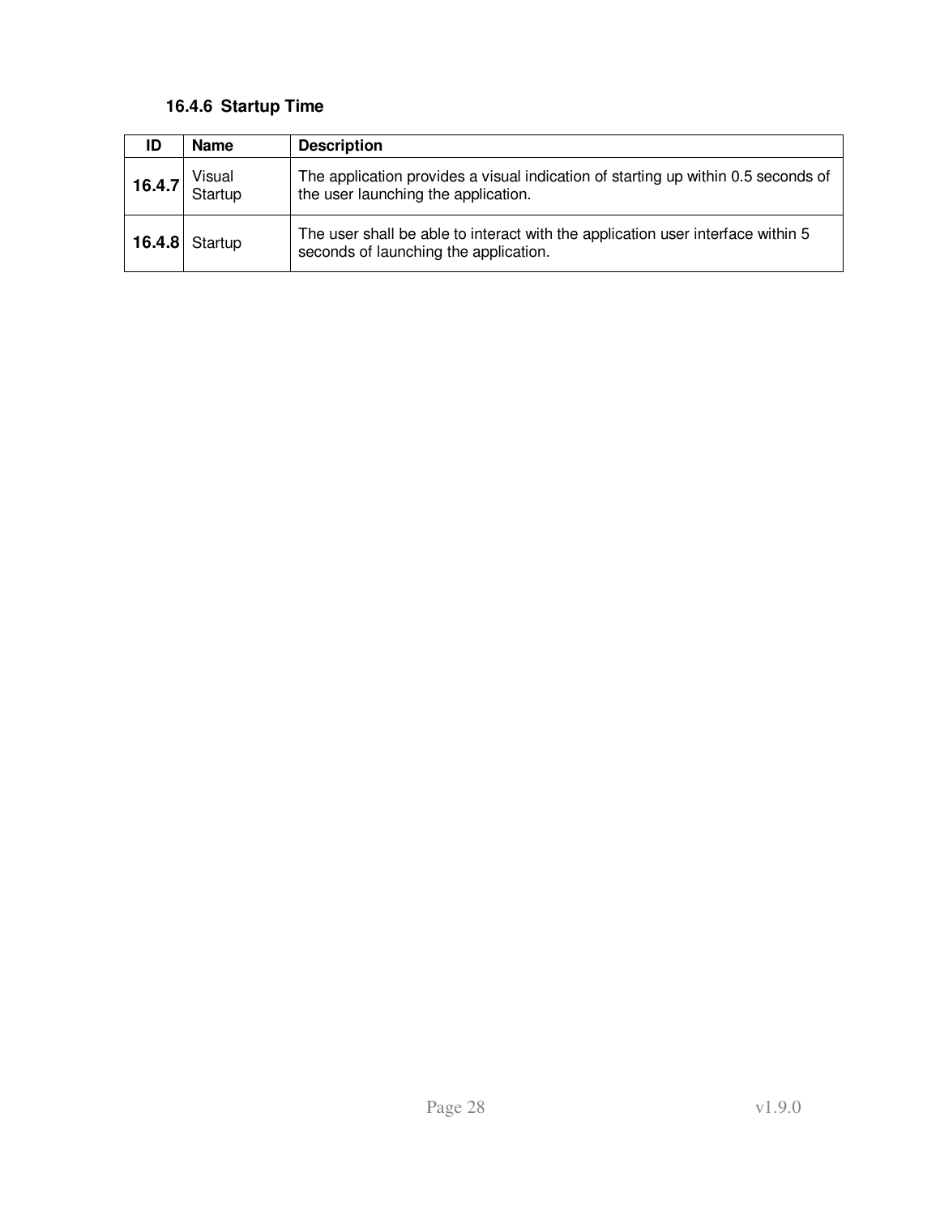### 16.4.6 Startup Time

| ID | Name | Description |
|---|---|---|
| **16.4.7** | Visual Startup | The application provides a visual indication of starting up within 0.5 seconds of the user launching the application. |
| **16.4.8** | Startup | The user shall be able to interact with the application user interface within 5 seconds of launching the application. |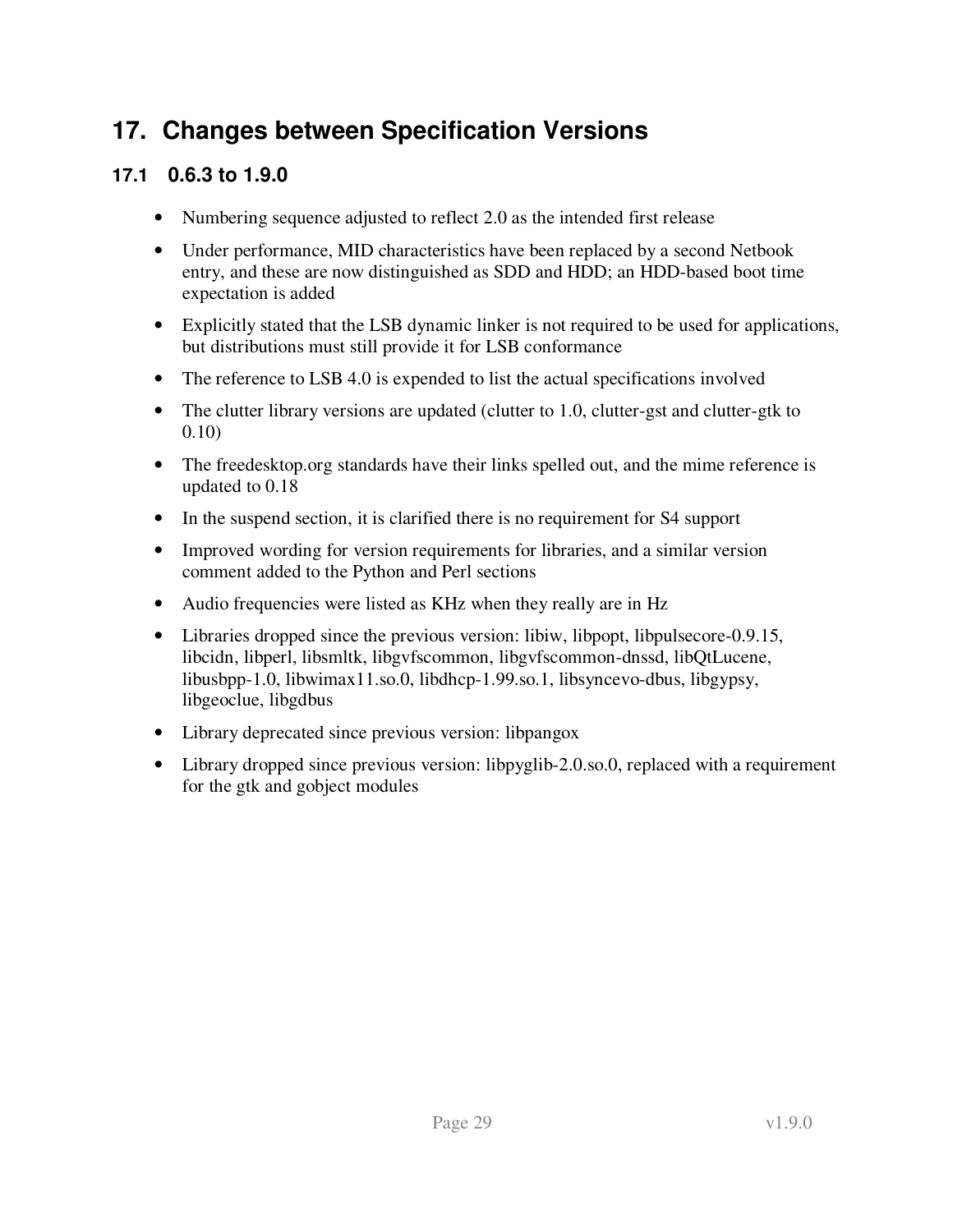# 17. Changes between Specification Versions

## 17.1 0.6.3 to 1.9.0

- Numbering sequence adjusted to reflect 2.0 as the intended first release
- Under performance, MID characteristics have been replaced by a second Netbook entry, and these are now distinguished as SDD and HDD; an HDD-based boot time expectation is added
- Explicitly stated that the LSB dynamic linker is not required to be used for applications, but distributions must still provide it for LSB conformance
- The reference to LSB 4.0 is expended to list the actual specifications involved
- The clutter library versions are updated (clutter to 1.0, clutter-gst and clutter-gtk to 0.10)
- The freedesktop.org standards have their links spelled out, and the mime reference is updated to 0.18
- In the suspend section, it is clarified there is no requirement for S4 support
- Improved wording for version requirements for libraries, and a similar version comment added to the Python and Perl sections
- Audio frequencies were listed as KHz when they really are in Hz
- Libraries dropped since the previous version: libiw, libpopt, libpulsecore-0.9.15, libcidn, libperl, libsmltk, libgvfscommon, libgvfscommon-dnssd, libQtLucene, libusbpp-1.0, libwimax11.so.0, libdhcp-1.99.so.1, libsyncevo-dbus, libgypsy, libgeoclue, libgdbus
- Library deprecated since previous version: libpangox
- Library dropped since previous version: libpyglib-2.0.so.0, replaced with a requirement for the gtk and gobject modules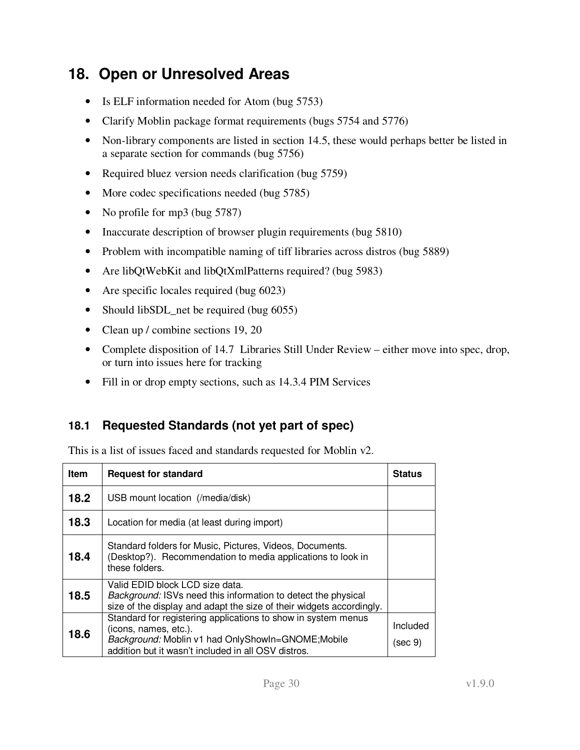# 18. Open or Unresolved Areas

- Is ELF information needed for Atom (bug 5753)
- Clarify Moblin package format requirements (bugs 5754 and 5776)
- Non-library components are listed in section 14.5, these would perhaps better be listed in a separate section for commands (bug 5756)
- Required bluez version needs clarification (bug 5759)
- More codec specifications needed (bug 5785)
- No profile for mp3 (bug 5787)
- Inaccurate description of browser plugin requirements (bug 5810)
- Problem with incompatible naming of tiff libraries across distros (bug 5889)
- Are libQtWebKit and libQtXmlPatterns required? (bug 5983)
- Are specific locales required (bug 6023)
- Should libSDL_net be required (bug 6055)
- Clean up / combine sections 19, 20
- Complete disposition of 14.7 Libraries Still Under Review – either move into spec, drop, or turn into issues here for tracking
- Fill in or drop empty sections, such as 14.3.4 PIM Services

## 18.1 Requested Standards (not yet part of spec)

This is a list of issues faced and standards requested for Moblin v2.

| Item | Request for standard | Status |
|---|---|---|
| **18.2** | USB mount location (/media/disk) | |
| **18.3** | Location for media (at least during import) | |
| **18.4** | Standard folders for Music, Pictures, Videos, Documents. (Desktop?). Recommendation to media applications to look in these folders. | |
| **18.5** | Valid EDID block LCD size data. *Background:* ISVs need this information to detect the physical size of the display and adapt the size of their widgets accordingly. | |
| **18.6** | Standard for registering applications to show in system menus (icons, names, etc.). *Background:* Moblin v1 had OnlyShowIn=GNOME;Mobile addition but it wasn't included in all OSV distros. | Included (sec 9) |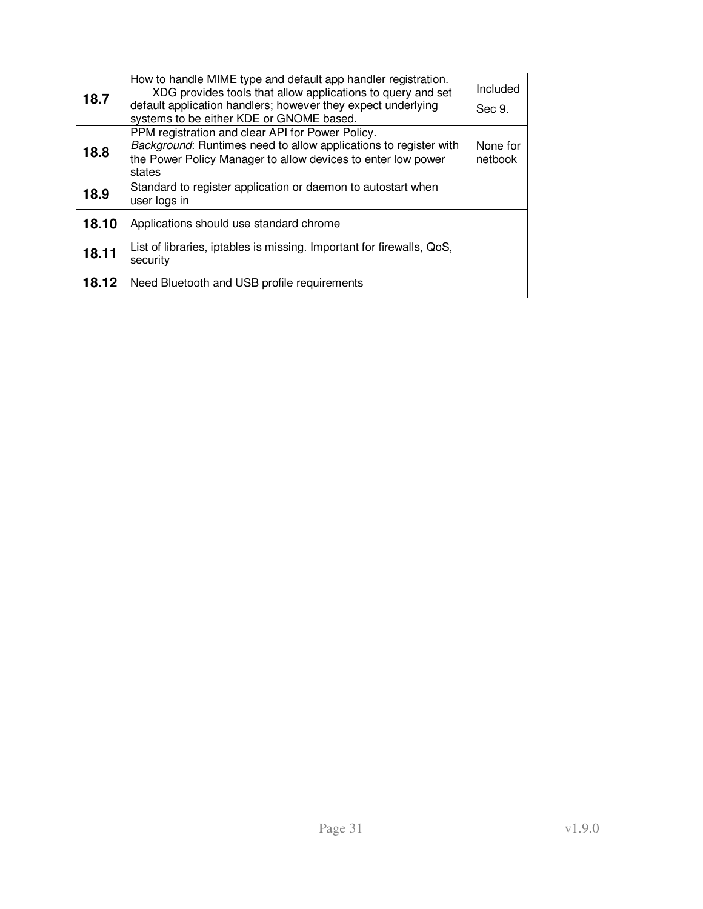| | | |
|---|---|---|
| **18.7** | How to handle MIME type and default app handler registration. XDG provides tools that allow applications to query and set default application handlers; however they expect underlying systems to be either KDE or GNOME based. | Included Sec 9. |
| **18.8** | PPM registration and clear API for Power Policy. *Background*: Runtimes need to allow applications to register with the Power Policy Manager to allow devices to enter low power states | None for netbook |
| **18.9** | Standard to register application or daemon to autostart when user logs in | |
| **18.10** | Applications should use standard chrome | |
| **18.11** | List of libraries, iptables is missing. Important for firewalls, QoS, security | |
| **18.12** | Need Bluetooth and USB profile requirements | |